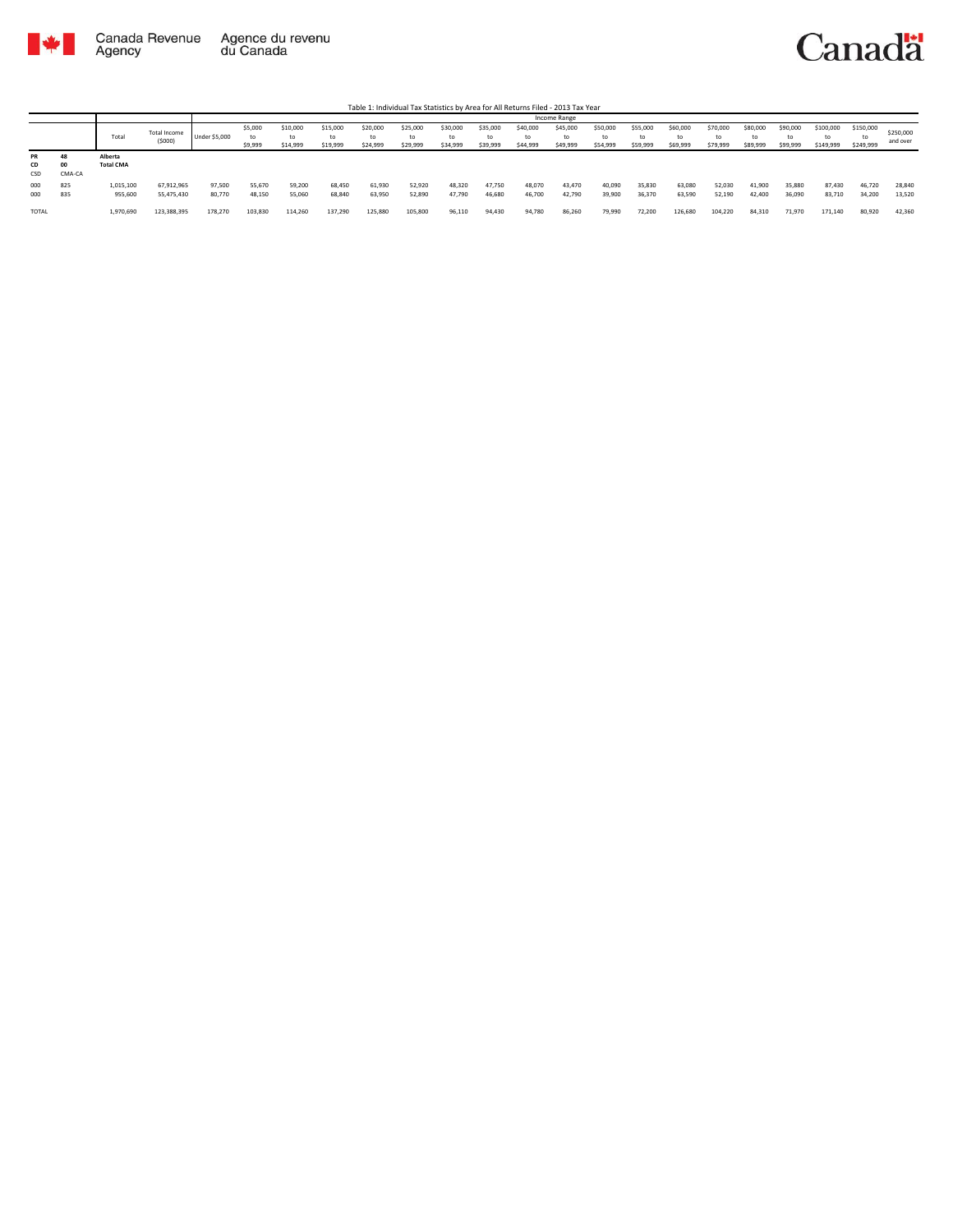Canada Revenue Agency | Agence du revenu du Canada

Canada

Table 1: Individual Tax Statistics by Area for All Returns Filed - 2013 Tax Year

| | | | | Income Range | | | | | | | | | | | | | | | | | | | | | |
|---|---|---|---|---|---|---|---|---|---|---|---|---|---|---|---|---|---|---|---|---|---|---|---|---|---|
| | | Total | Total Income ($000) | Under $5,000 | $5,000 to $9,999 | $10,000 to $14,999 | $15,000 to $19,999 | $20,000 to $24,999 | $25,000 to $29,999 | $30,000 to $34,999 | $35,000 to $39,999 | $40,000 to $44,999 | $45,000 to $49,999 | $50,000 to $54,999 | $55,000 to $59,999 | $60,000 to $69,999 | $70,000 to $79,999 | $80,000 to $89,999 | $90,000 to $99,999 | $100,000 to $149,999 | $150,000 to $249,999 | $250,000 and over |
| PR | 48 | Alberta | | | | | | | | | | | | | | | | | | | | |
| CD | 00 | Total CMA | | | | | | | | | | | | | | | | | | | | |
| CSD | CMA-CA | | | | | | | | | | | | | | | | | | | | | |
| 000 | 825 | 1,015,100 | 67,912,965 | 97,500 | 55,670 | 59,200 | 68,450 | 61,930 | 52,920 | 48,320 | 47,750 | 48,070 | 43,470 | 40,090 | 35,830 | 63,080 | 52,030 | 41,900 | 35,880 | 87,430 | 46,720 | 28,840 |
| 000 | 835 | 955,600 | 55,475,430 | 80,770 | 48,150 | 55,060 | 68,840 | 63,950 | 52,890 | 47,790 | 46,680 | 46,700 | 42,790 | 39,900 | 36,370 | 63,590 | 52,190 | 42,400 | 36,090 | 83,710 | 34,200 | 13,520 |
| TOTAL | | 1,970,690 | 123,388,395 | 178,270 | 103,830 | 114,260 | 137,290 | 125,880 | 105,800 | 96,110 | 94,430 | 94,780 | 86,260 | 79,990 | 72,200 | 126,680 | 104,220 | 84,310 | 71,970 | 171,140 | 80,920 | 42,360 |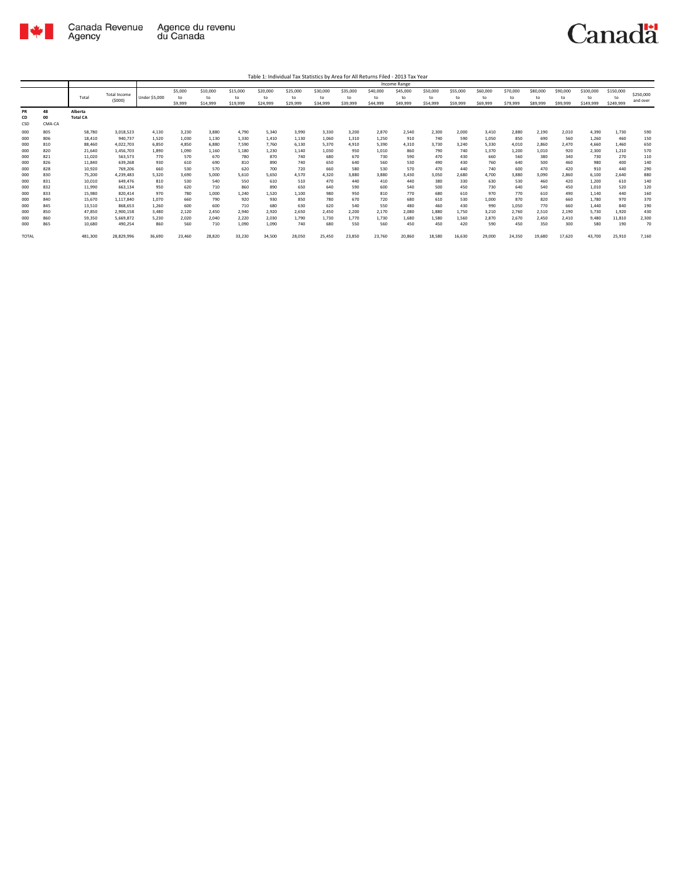Table 1: Individual Tax Statistics by Area for All Returns Filed - 2013 Tax Year

| | | Total | Total Income ($000) | Income Range | | | | | | | | | | | | | | | | | | | |
|---|---|---|---|---|---|---|---|---|---|---|---|---|---|---|---|---|---|---|---|---|---|---|---|
| | | | | Under $5,000 | $5,000 to $9,999 | $10,000 to $14,999 | $15,000 to $19,999 | $20,000 to $24,999 | $25,000 to $29,999 | $30,000 to $34,999 | $35,000 to $39,999 | $40,000 to $44,999 | $45,000 to $49,999 | $50,000 to $54,999 | $55,000 to $59,999 | $60,000 to $69,999 | $70,000 to $79,999 | $80,000 to $89,999 | $90,000 to $99,999 | $100,000 to $149,999 | $150,000 to $249,999 | $250,000 and over |
| PR<br>CD<br>CSD | 48<br>00<br>CMA-CA | Alberta<br>Total CA | | | | | | | | | | | | | | | | | | | | |
| 000 | 805 | 58,780 | 3,018,523 | 4,130 | 3,230 | 3,880 | 4,790 | 5,340 | 3,990 | 3,330 | 3,200 | 2,870 | 2,540 | 2,300 | 2,000 | 3,410 | 2,880 | 2,190 | 2,010 | 4,390 | 1,730 | 590 |
| 000 | 806 | 18,410 | 940,737 | 1,520 | 1,030 | 1,130 | 1,330 | 1,410 | 1,130 | 1,060 | 1,310 | 1,250 | 910 | 740 | 590 | 1,050 | 850 | 690 | 560 | 1,260 | 460 | 150 |
| 000 | 810 | 88,460 | 4,022,703 | 6,850 | 4,850 | 6,880 | 7,590 | 7,760 | 6,130 | 5,370 | 4,910 | 5,390 | 4,310 | 3,730 | 3,240 | 5,330 | 4,010 | 2,860 | 2,470 | 4,660 | 1,460 | 650 |
| 000 | 820 | 21,640 | 1,456,703 | 1,890 | 1,090 | 1,160 | 1,180 | 1,230 | 1,140 | 1,030 | 950 | 1,010 | 860 | 790 | 740 | 1,370 | 1,200 | 1,010 | 920 | 2,300 | 1,210 | 570 |
| 000 | 821 | 11,020 | 563,573 | 770 | 570 | 670 | 780 | 870 | 740 | 680 | 670 | 730 | 590 | 470 | 430 | 660 | 560 | 380 | 340 | 730 | 270 | 110 |
| 000 | 826 | 11,840 | 639,268 | 930 | 610 | 690 | 810 | 890 | 740 | 650 | 640 | 560 | 530 | 490 | 430 | 760 | 640 | 500 | 460 | 980 | 400 | 140 |
| 000 | 828 | 10,920 | 769,206 | 660 | 530 | 570 | 620 | 700 | 720 | 660 | 580 | 530 | 570 | 470 | 440 | 740 | 600 | 470 | 420 | 910 | 440 | 290 |
| 000 | 830 | 75,200 | 4,239,483 | 5,320 | 3,690 | 5,000 | 5,610 | 5,650 | 4,570 | 4,320 | 3,880 | 3,880 | 3,430 | 3,050 | 2,680 | 4,700 | 3,880 | 3,090 | 2,860 | 6,100 | 2,640 | 880 |
| 000 | 831 | 10,010 | 649,476 | 810 | 530 | 540 | 550 | 610 | 510 | 470 | 440 | 410 | 440 | 380 | 330 | 630 | 530 | 460 | 420 | 1,200 | 610 | 140 |
| 000 | 832 | 11,990 | 663,134 | 950 | 620 | 710 | 860 | 890 | 650 | 640 | 590 | 600 | 540 | 500 | 450 | 730 | 640 | 540 | 450 | 1,010 | 520 | 120 |
| 000 | 833 | 15,980 | 820,414 | 970 | 780 | 1,000 | 1,240 | 1,520 | 1,100 | 980 | 950 | 810 | 770 | 680 | 610 | 970 | 770 | 610 | 490 | 1,140 | 440 | 160 |
| 000 | 840 | 15,670 | 1,117,840 | 1,070 | 660 | 790 | 920 | 930 | 850 | 780 | 670 | 720 | 680 | 610 | 530 | 1,000 | 870 | 820 | 660 | 1,780 | 970 | 370 |
| 000 | 845 | 13,510 | 868,653 | 1,260 | 600 | 600 | 710 | 680 | 630 | 620 | 540 | 550 | 480 | 460 | 430 | 990 | 1,050 | 770 | 660 | 1,440 | 840 | 190 |
| 000 | 850 | 47,850 | 2,900,158 | 3,480 | 2,120 | 2,450 | 2,940 | 2,920 | 2,650 | 2,450 | 2,200 | 2,170 | 2,080 | 1,880 | 1,750 | 3,210 | 2,760 | 2,510 | 2,190 | 5,730 | 1,920 | 430 |
| 000 | 860 | 59,350 | 5,669,872 | 5,230 | 2,020 | 2,040 | 2,220 | 2,030 | 1,790 | 1,730 | 1,770 | 1,730 | 1,680 | 1,580 | 1,560 | 2,870 | 2,670 | 2,450 | 2,410 | 9,480 | 11,810 | 2,300 |
| 000 | 865 | 10,680 | 490,254 | 860 | 560 | 710 | 1,090 | 1,090 | 740 | 680 | 550 | 560 | 450 | 450 | 420 | 590 | 450 | 350 | 300 | 580 | 190 | 70 |
| TOTAL | | 481,300 | 28,829,996 | 36,690 | 23,460 | 28,820 | 33,230 | 34,500 | 28,050 | 25,450 | 23,850 | 23,760 | 20,860 | 18,580 | 16,630 | 29,000 | 24,350 | 19,680 | 17,620 | 43,700 | 25,910 | 7,160 |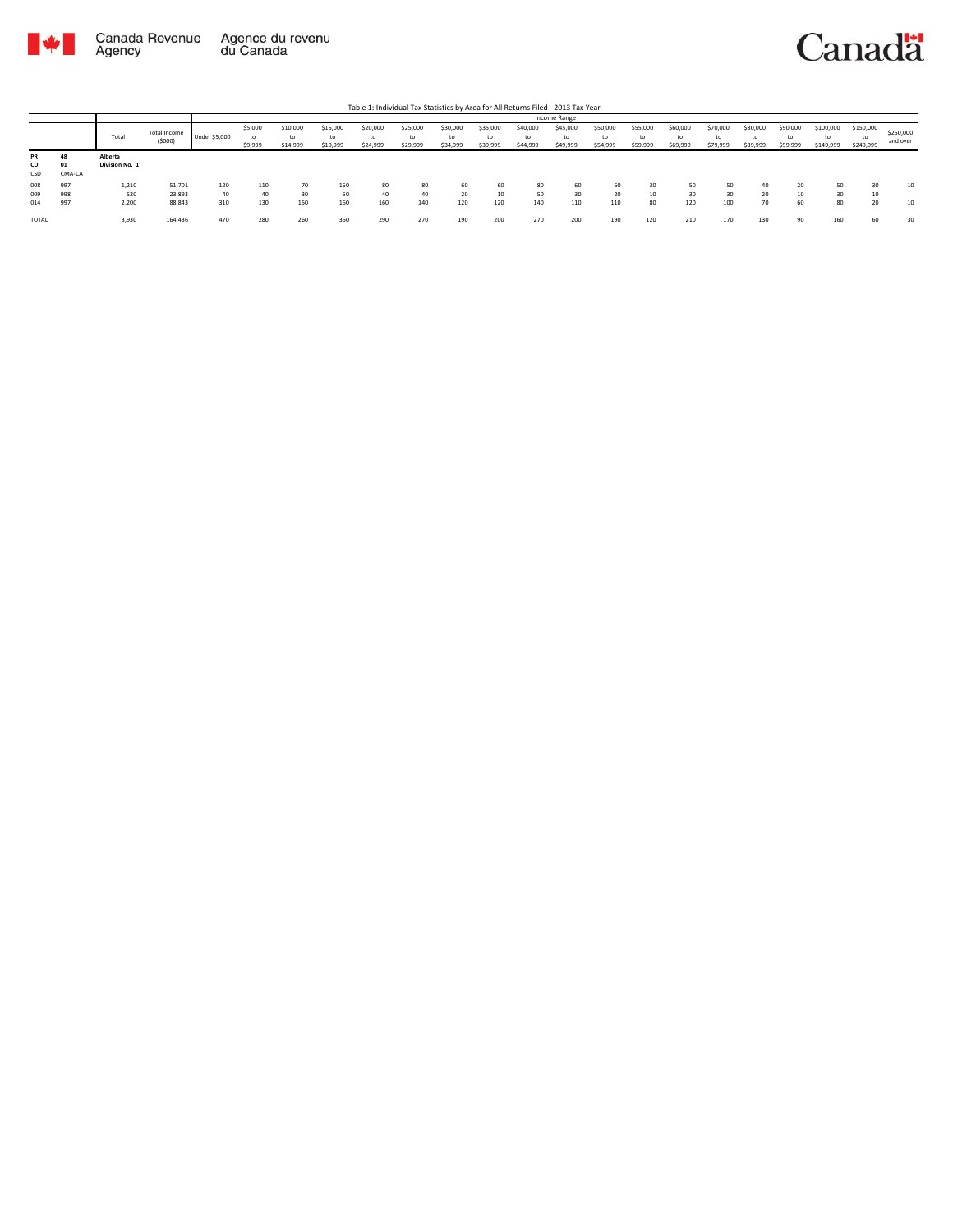Table 1: Individual Tax Statistics by Area for All Returns Filed - 2013 Tax Year

| | | Total | Total Income ($000) | Income Range | | | | | | | | | | | | | | | | | | | |
|---|---|---|---|---|---|---|---|---|---|---|---|---|---|---|---|---|---|---|---|---|---|---|---|
| | | | | Under $5,000 | $5,000 to $9,999 | $10,000 to $14,999 | $15,000 to $19,999 | $20,000 to $24,999 | $25,000 to $29,999 | $30,000 to $34,999 | $35,000 to $39,999 | $40,000 to $44,999 | $45,000 to $49,999 | $50,000 to $54,999 | $55,000 to $59,999 | $60,000 to $69,999 | $70,000 to $79,999 | $80,000 to $89,999 | $90,000 to $99,999 | $100,000 to $149,999 | $150,000 to $249,999 | $250,000 and over |
| PR | 48 | Alberta | | | | | | | | | | | | | | | | | | | | | |
| CD | 01 | Division No. 1 | | | | | | | | | | | | | | | | | | | | | |
| CSD | CMA-CA | | | | | | | | | | | | | | | | | | | | | | |
| 008 | 997 | 1,210 | 51,701 | 120 | 110 | 70 | 150 | 80 | 80 | 60 | 60 | 80 | 60 | 60 | 30 | 50 | 50 | 40 | 20 | 50 | 30 | 10 |
| 009 | 998 | 520 | 23,893 | 40 | 40 | 30 | 50 | 40 | 40 | 20 | 10 | 50 | 30 | 20 | 10 | 30 | 30 | 20 | 10 | 30 | 10 | |
| 014 | 997 | 2,200 | 88,843 | 310 | 130 | 150 | 160 | 160 | 140 | 120 | 120 | 140 | 110 | 110 | 80 | 120 | 100 | 70 | 60 | 80 | 20 | 10 |
| TOTAL | | 3,930 | 164,436 | 470 | 280 | 260 | 360 | 290 | 270 | 190 | 200 | 270 | 200 | 190 | 120 | 210 | 170 | 130 | 90 | 160 | 60 | 30 |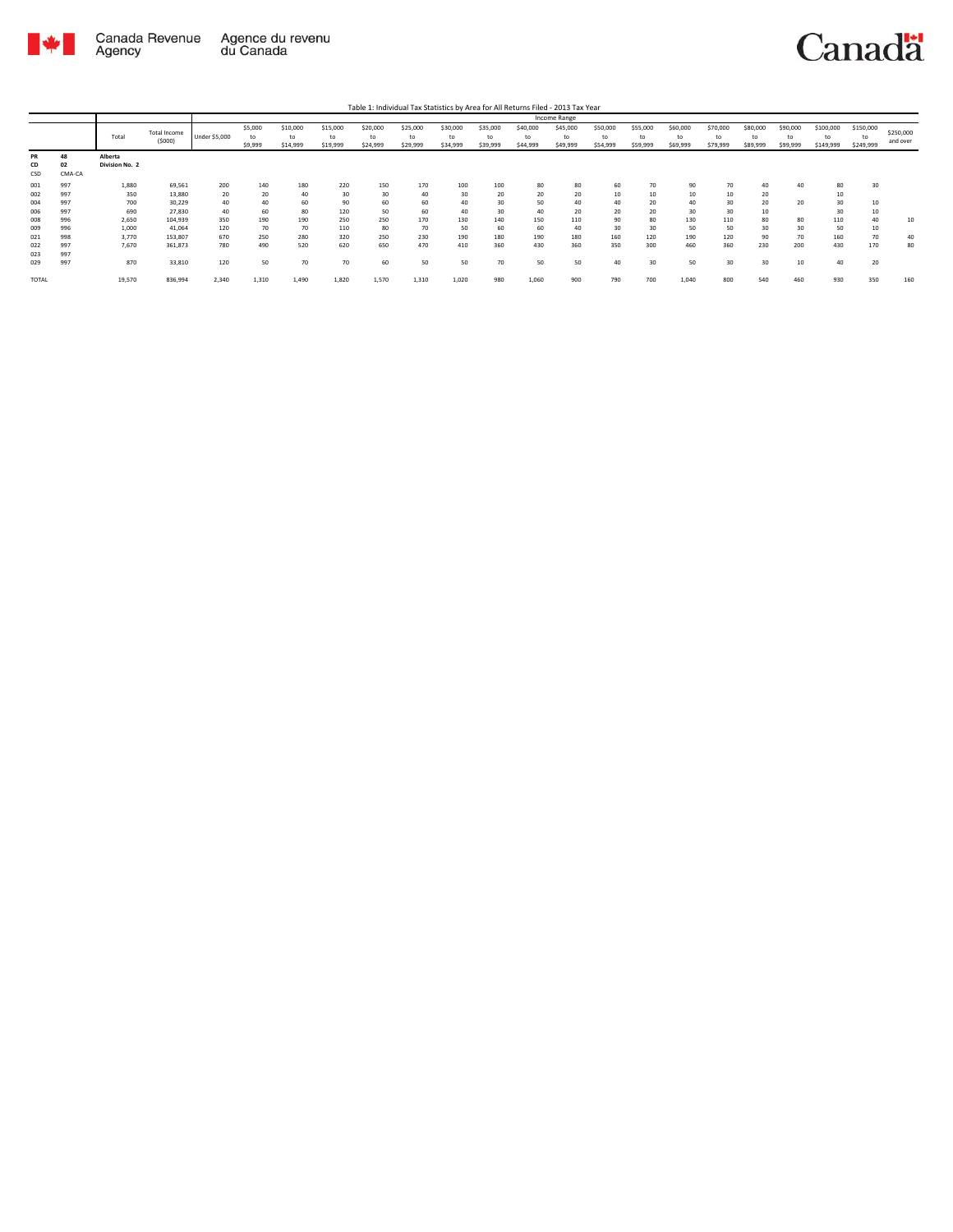Table 1: Individual Tax Statistics by Area for All Returns Filed - 2013 Tax Year

| | | Total | Total Income ($000) | Income Range | | | | | | | | | | | | | | | | | | |
|---|---|---|---|---|---|---|---|---|---|---|---|---|---|---|---|---|---|---|---|---|---|---|
| | | | | Under $5,000 | $5,000 to $9,999 | $10,000 to $14,999 | $15,000 to $19,999 | $20,000 to $24,999 | $25,000 to $29,999 | $30,000 to $34,999 | $35,000 to $39,999 | $40,000 to $44,999 | $45,000 to $49,999 | $50,000 to $54,999 | $55,000 to $59,999 | $60,000 to $69,999 | $70,000 to $79,999 | $80,000 to $89,999 | $90,000 to $99,999 | $100,000 to $149,999 | $150,000 to $249,999 | $250,000 and over |
| PR | 48 | Alberta | | | | | | | | | | | | | | | | | | | | |
| CD | 02 | Division No. 2 | | | | | | | | | | | | | | | | | | | | |
| CSD | CMA-CA | | | | | | | | | | | | | | | | | | | | | |
| 001 | 997 | 1,880 | 69,561 | 200 | 140 | 180 | 220 | 150 | 170 | 100 | 100 | 80 | 80 | 60 | 70 | 90 | 70 | 40 | 40 | 80 | 30 | |
| 002 | 997 | 350 | 13,880 | 20 | 20 | 40 | 30 | 30 | 40 | 30 | 20 | 20 | 20 | 10 | 10 | 10 | 10 | 20 | | 10 | | |
| 004 | 997 | 700 | 30,229 | 40 | 40 | 60 | 90 | 60 | 60 | 40 | 30 | 50 | 40 | 40 | 20 | 40 | 30 | 20 | 20 | 30 | 10 | |
| 006 | 997 | 690 | 27,830 | 40 | 60 | 80 | 120 | 50 | 60 | 40 | 30 | 40 | 20 | 20 | 20 | 30 | 30 | 10 | | 30 | 10 | |
| 008 | 996 | 2,650 | 104,939 | 350 | 190 | 190 | 250 | 250 | 170 | 130 | 140 | 150 | 110 | 90 | 80 | 130 | 110 | 80 | 80 | 110 | 40 | 10 |
| 009 | 996 | 1,000 | 41,064 | 120 | 70 | 70 | 110 | 80 | 70 | 50 | 60 | 60 | 40 | 30 | 30 | 50 | 50 | 30 | 30 | 50 | 10 | |
| 021 | 998 | 3,770 | 153,807 | 670 | 250 | 280 | 320 | 250 | 230 | 190 | 180 | 190 | 180 | 160 | 120 | 190 | 120 | 90 | 70 | 160 | 70 | 40 |
| 022 | 997 | 7,670 | 361,873 | 780 | 490 | 520 | 620 | 650 | 470 | 410 | 360 | 430 | 360 | 350 | 300 | 460 | 360 | 230 | 200 | 430 | 170 | 80 |
| 023 | 997 | | | | | | | | | | | | | | | | | | | | | |
| 029 | 997 | 870 | 33,810 | 120 | 50 | 70 | 70 | 60 | 50 | 50 | 70 | 50 | 50 | 40 | 30 | 50 | 30 | 30 | 10 | 40 | 20 | |
| TOTAL | | 19,570 | 836,994 | 2,340 | 1,310 | 1,490 | 1,820 | 1,570 | 1,310 | 1,020 | 980 | 1,060 | 900 | 790 | 700 | 1,040 | 800 | 540 | 460 | 930 | 350 | 160 |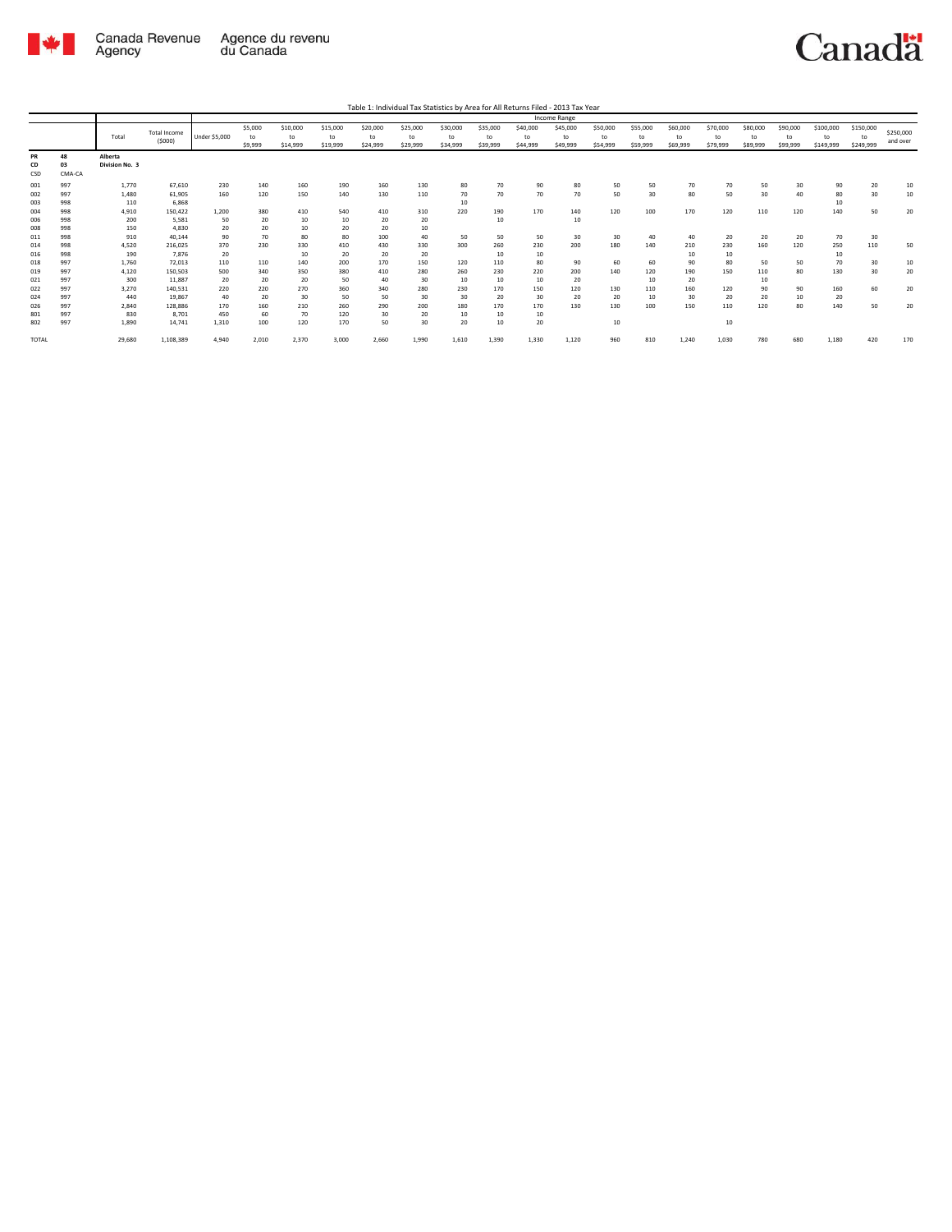Table 1: Individual Tax Statistics by Area for All Returns Filed - 2013 Tax Year

| | | Total | Total Income ($000) | Income Range | | | | | | | | | | | | | | | | | | |
|---|---|---|---|---|---|---|---|---|---|---|---|---|---|---|---|---|---|---|---|---|---|---|
| | | | | Under $5,000 | $5,000 to $9,999 | $10,000 to $14,999 | $15,000 to $19,999 | $20,000 to $24,999 | $25,000 to $29,999 | $30,000 to $34,999 | $35,000 to $39,999 | $40,000 to $44,999 | $45,000 to $49,999 | $50,000 to $54,999 | $55,000 to $59,999 | $60,000 to $69,999 | $70,000 to $79,999 | $80,000 to $89,999 | $90,000 to $99,999 | $100,000 to $149,999 | $150,000 to $249,999 | $250,000 and over |
| PR 48 | | Alberta | | | | | | | | | | | | | | | | | | | | |
| CD 03 | | Division No. 3 | | | | | | | | | | | | | | | | | | | | |
| CSD | CMA-CA | | | | | | | | | | | | | | | | | | | | | |
| 001 | 997 | 1,770 | 67,610 | 230 | 140 | 160 | 190 | 160 | 130 | 80 | 70 | 90 | 80 | 50 | 50 | 70 | 70 | 50 | 30 | 90 | 20 | 10 |
| 002 | 997 | 1,480 | 61,905 | 160 | 120 | 150 | 140 | 130 | 110 | 70 | 70 | 70 | 70 | 50 | 30 | 80 | 50 | 30 | 40 | 80 | 30 | 10 |
| 003 | 998 | 110 | 6,868 | | | | | | | 10 | | | | | | | | | | 10 | | |
| 004 | 998 | 4,910 | 150,422 | 1,200 | 380 | 410 | 540 | 410 | 310 | 220 | 190 | 170 | 140 | 120 | 100 | 170 | 120 | 110 | 120 | 140 | 50 | 20 |
| 006 | 998 | 200 | 5,581 | 50 | 20 | 10 | 10 | 20 | 20 | | 10 | | 10 | | | | | | | | | |
| 008 | 998 | 150 | 4,830 | 20 | 20 | 10 | 20 | 20 | 10 | | | | | | | | | | | | | |
| 011 | 998 | 910 | 40,144 | 90 | 70 | 80 | 80 | 100 | 40 | 50 | 50 | 50 | 30 | 30 | 40 | 40 | 20 | 20 | 20 | 70 | 30 | |
| 014 | 998 | 4,520 | 216,025 | 370 | 230 | 330 | 410 | 430 | 330 | 300 | 260 | 230 | 200 | 180 | 140 | 210 | 230 | 160 | 120 | 250 | 110 | 50 |
| 016 | 998 | 190 | 7,876 | 20 | | 10 | 20 | 20 | 20 | | 10 | 10 | | | | 10 | 10 | | | 10 | | |
| 018 | 997 | 1,760 | 72,013 | 110 | 110 | 140 | 200 | 170 | 150 | 120 | 110 | 80 | 90 | 60 | 60 | 90 | 80 | 50 | 50 | 70 | 30 | 10 |
| 019 | 997 | 4,120 | 150,503 | 500 | 340 | 350 | 380 | 410 | 280 | 260 | 230 | 220 | 200 | 140 | 120 | 190 | 150 | 110 | 80 | 130 | 30 | 20 |
| 021 | 997 | 300 | 11,887 | 20 | 20 | 20 | 50 | 40 | 30 | 10 | 10 | 10 | 20 | | 10 | 20 | | 10 | | | | |
| 022 | 997 | 3,270 | 140,531 | 220 | 220 | 270 | 360 | 340 | 280 | 230 | 170 | 150 | 120 | 130 | 110 | 160 | 120 | 90 | 90 | 160 | 60 | 20 |
| 024 | 997 | 440 | 19,867 | 40 | 20 | 30 | 50 | 50 | 30 | 30 | 20 | 30 | 20 | 20 | 10 | 30 | 20 | 20 | 10 | 20 | | |
| 026 | 997 | 2,840 | 128,886 | 170 | 160 | 210 | 260 | 290 | 200 | 180 | 170 | 170 | 130 | 130 | 100 | 150 | 110 | 120 | 80 | 140 | 50 | 20 |
| 801 | 997 | 830 | 8,701 | 450 | 60 | 70 | 120 | 30 | 20 | 10 | 10 | 10 | | | | | | | | | | |
| 802 | 997 | 1,890 | 14,741 | 1,310 | 100 | 120 | 170 | 50 | 30 | 20 | 10 | 20 | | 10 | | | 10 | | | | | |
| TOTAL | | 29,680 | 1,108,389 | 4,940 | 2,010 | 2,370 | 3,000 | 2,660 | 1,990 | 1,610 | 1,390 | 1,330 | 1,120 | 960 | 810 | 1,240 | 1,030 | 780 | 680 | 1,180 | 420 | 170 |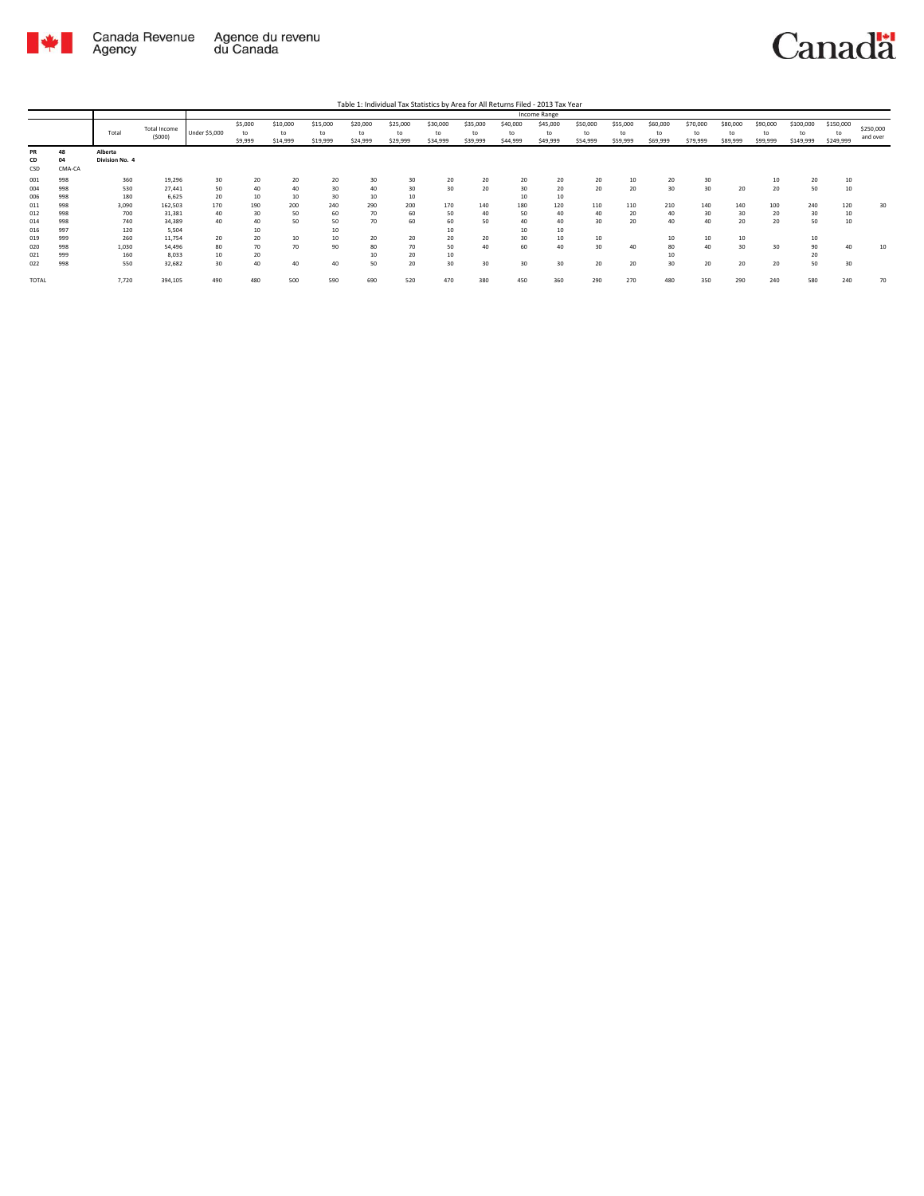Table 1: Individual Tax Statistics by Area for All Returns Filed - 2013 Tax Year

| | | Total | Total Income ($000) | Income Range | | | | | | | | | | | | | | | | | | |
|---|---|---|---|---|---|---|---|---|---|---|---|---|---|---|---|---|---|---|---|---|---|---|
| | | | | Under $5,000 | $5,000 to $9,999 | $10,000 to $14,999 | $15,000 to $19,999 | $20,000 to $24,999 | $25,000 to $29,999 | $30,000 to $34,999 | $35,000 to $39,999 | $40,000 to $44,999 | $45,000 to $49,999 | $50,000 to $54,999 | $55,000 to $59,999 | $60,000 to $69,999 | $70,000 to $79,999 | $80,000 to $89,999 | $90,000 to $99,999 | $100,000 to $149,999 | $150,000 to $249,999 | $250,000 and over |
| PR | 48 | Alberta | | | | | | | | | | | | | | | | | | | | |
| CD | 04 | Division No. 4 | | | | | | | | | | | | | | | | | | | | |
| CSD | CMA-CA | | | | | | | | | | | | | | | | | | | | | |
| 001 | 998 | 360 | 19,296 | 30 | 20 | 20 | 20 | 30 | 30 | 20 | 20 | 20 | 20 | 20 | 10 | 20 | 30 | | 10 | 20 | 10 | |
| 004 | 998 | 530 | 27,441 | 50 | 40 | 40 | 30 | 40 | 30 | 30 | 20 | 30 | 20 | 20 | 20 | 30 | 30 | 20 | 20 | 50 | 10 | |
| 006 | 998 | 180 | 6,625 | 20 | 10 | 10 | 30 | 10 | 10 | | | 10 | 10 | | | | | | | | | |
| 011 | 998 | 3,090 | 162,503 | 170 | 190 | 200 | 240 | 290 | 200 | 170 | 140 | 180 | 120 | 110 | 110 | 210 | 140 | 140 | 100 | 240 | 120 | 30 |
| 012 | 998 | 700 | 31,381 | 40 | 30 | 50 | 60 | 70 | 60 | 50 | 40 | 50 | 40 | 40 | 20 | 40 | 30 | 30 | 20 | 30 | 10 | |
| 014 | 998 | 740 | 34,389 | 40 | 40 | 50 | 50 | 70 | 60 | 60 | 50 | 40 | 40 | 30 | 20 | 40 | 40 | 20 | 20 | 50 | 10 | |
| 016 | 997 | 120 | 5,504 | | 10 | | 10 | | | 10 | | 10 | 10 | | | | | | | | | |
| 019 | 999 | 260 | 11,754 | 20 | 20 | 10 | 10 | 20 | 20 | 20 | 20 | 30 | 10 | 10 | | 10 | 10 | 10 | | 10 | | |
| 020 | 998 | 1,030 | 54,496 | 80 | 70 | 70 | 90 | 80 | 70 | 50 | 40 | 60 | 40 | 30 | 40 | 80 | 40 | 30 | 30 | 90 | 40 | 10 |
| 021 | 999 | 160 | 8,033 | 10 | 20 | | | 10 | 20 | 10 | | | | | | 10 | | | | 20 | | |
| 022 | 998 | 550 | 32,682 | 30 | 40 | 40 | 40 | 50 | 20 | 30 | 30 | 30 | 30 | 20 | 20 | 30 | 20 | 20 | 20 | 50 | 30 | |
| TOTAL | | 7,720 | 394,105 | 490 | 480 | 500 | 590 | 690 | 520 | 470 | 380 | 450 | 360 | 290 | 270 | 480 | 350 | 290 | 240 | 580 | 240 | 70 |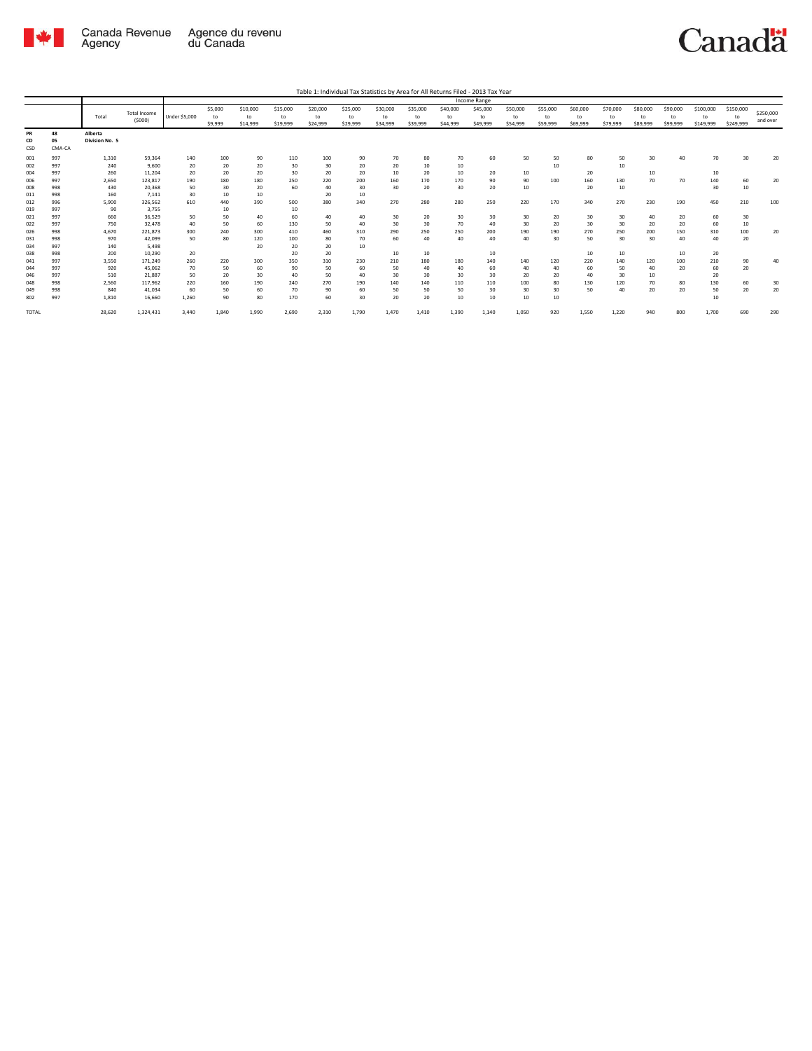Table 1: Individual Tax Statistics by Area for All Returns Filed - 2013 Tax Year

| | | Total | Total Income ($000) | Income Range | | | | | | | | | | | | | | | | | | | | |
|---|---|---|---|---|---|---|---|---|---|---|---|---|---|---|---|---|---|---|---|---|---|---|---|---|
| | | | | Under $5,000 | $5,000 to $9,999 | $10,000 to $14,999 | $15,000 to $19,999 | $20,000 to $24,999 | $25,000 to $29,999 | $30,000 to $34,999 | $35,000 to $39,999 | $40,000 to $44,999 | $45,000 to $49,999 | $50,000 to $54,999 | $55,000 to $59,999 | $60,000 to $69,999 | $70,000 to $79,999 | $80,000 to $89,999 | $90,000 to $99,999 | $100,000 to $149,999 | $150,000 to $249,999 | $250,000 and over |
| PR | 48 | Alberta | | | | | | | | | | | | | | | | | | | | | | |
| CD | 05 | Division No. 5 | | | | | | | | | | | | | | | | | | | | | | |
| CSD | CMA-CA | | | | | | | | | | | | | | | | | | | | | | | |
| 001 | 997 | 1,310 | 59,364 | 140 | 100 | 90 | 110 | 100 | 90 | 70 | 80 | 70 | 60 | 50 | 50 | 80 | 50 | 30 | 40 | 70 | 30 | 20 |
| 002 | 997 | 240 | 9,600 | 20 | 20 | 20 | 30 | 30 | 20 | 20 | 10 | 10 | | | 10 | | 10 | | | | | |
| 004 | 997 | 260 | 11,204 | 20 | 20 | 20 | 30 | 20 | 20 | 10 | 20 | 10 | 20 | 10 | | 20 | | 10 | | 10 | | |
| 006 | 997 | 2,650 | 123,817 | 190 | 180 | 180 | 250 | 220 | 200 | 160 | 170 | 170 | 90 | 90 | 100 | 160 | 130 | 70 | 70 | 140 | 60 | 20 |
| 008 | 998 | 430 | 20,368 | 50 | 30 | 20 | 60 | 40 | 30 | 30 | 20 | 30 | 20 | 10 | | 20 | 10 | | | 30 | 10 | |
| 011 | 998 | 160 | 7,141 | 30 | 10 | 10 | | 20 | 10 | | | | | | | | | | | | | |
| 012 | 996 | 5,900 | 326,562 | 610 | 440 | 390 | 500 | 380 | 340 | 270 | 280 | 280 | 250 | 220 | 170 | 340 | 270 | 230 | 190 | 450 | 210 | 100 |
| 019 | 997 | 90 | 3,755 | | 10 | | 10 | | | | | | | | | | | | | | | |
| 021 | 997 | 660 | 36,529 | 50 | 50 | 40 | 60 | 40 | 40 | 30 | 20 | 30 | 30 | 30 | 20 | 30 | 30 | 40 | 20 | 60 | 30 | |
| 022 | 997 | 750 | 32,478 | 40 | 50 | 60 | 130 | 50 | 40 | 30 | 30 | 70 | 40 | 30 | 20 | 30 | 30 | 20 | 20 | 60 | 10 | |
| 026 | 998 | 4,670 | 221,873 | 300 | 240 | 300 | 410 | 460 | 310 | 290 | 250 | 250 | 200 | 190 | 190 | 270 | 250 | 200 | 150 | 310 | 100 | 20 |
| 031 | 998 | 970 | 42,099 | 50 | 80 | 120 | 100 | 80 | 70 | 60 | 40 | 40 | 40 | 40 | 30 | 50 | 30 | 30 | 40 | 40 | 20 | |
| 034 | 997 | 140 | 5,498 | | | 20 | 20 | 20 | 10 | | | | | | | | | | | | | |
| 038 | 998 | 200 | 10,290 | 20 | | | 20 | 20 | | 10 | 10 | | 10 | | | 10 | 10 | | 10 | 20 | | |
| 041 | 997 | 3,550 | 171,249 | 260 | 220 | 300 | 350 | 310 | 230 | 210 | 180 | 180 | 140 | 140 | 120 | 220 | 140 | 120 | 100 | 210 | 90 | 40 |
| 044 | 997 | 920 | 45,062 | 70 | 50 | 60 | 90 | 50 | 60 | 50 | 40 | 40 | 60 | 40 | 40 | 60 | 50 | 40 | 20 | 60 | 20 | |
| 046 | 997 | 510 | 21,887 | 50 | 20 | 30 | 40 | 50 | 40 | 30 | 30 | 30 | 30 | 20 | 20 | 40 | 30 | 10 | | 20 | | |
| 048 | 998 | 2,560 | 117,962 | 220 | 160 | 190 | 240 | 270 | 190 | 140 | 140 | 110 | 110 | 100 | 80 | 130 | 120 | 70 | 80 | 130 | 60 | 30 |
| 049 | 998 | 840 | 41,034 | 60 | 50 | 60 | 70 | 90 | 60 | 50 | 50 | 50 | 30 | 30 | 30 | 50 | 40 | 20 | 20 | 50 | 20 | 20 |
| 802 | 997 | 1,810 | 16,660 | 1,260 | 90 | 80 | 170 | 60 | 30 | 20 | 20 | 10 | 10 | 10 | 10 | | | | | 10 | | |
| TOTAL | | 28,620 | 1,324,431 | 3,440 | 1,840 | 1,990 | 2,690 | 2,310 | 1,790 | 1,470 | 1,410 | 1,390 | 1,140 | 1,050 | 920 | 1,550 | 1,220 | 940 | 800 | 1,700 | 690 | 290 |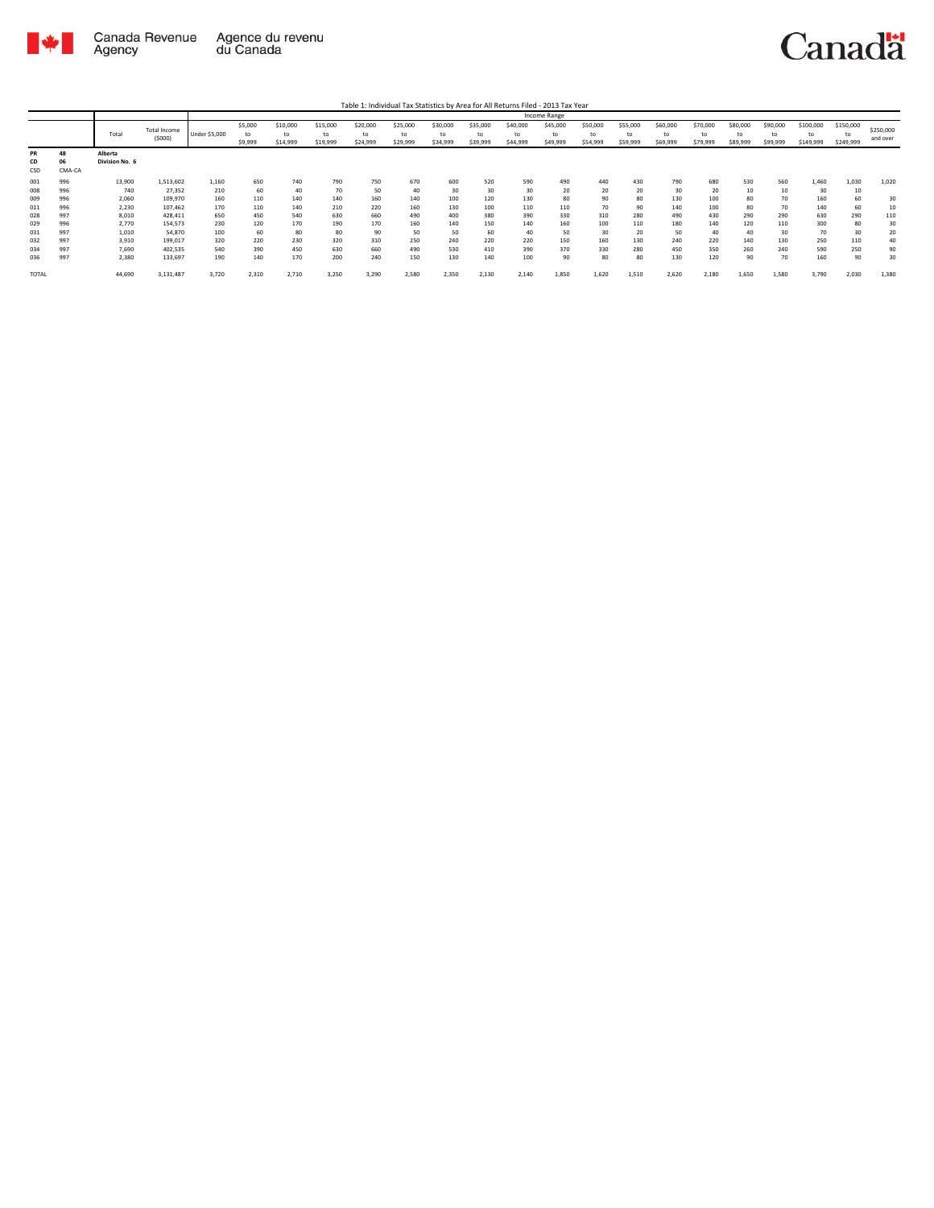Table 1: Individual Tax Statistics by Area for All Returns Filed - 2013 Tax Year

| | | Total | Total Income ($000) | Income Range | | | | | | | | | | | | | | | | | | |
|---|---|---|---|---|---|---|---|---|---|---|---|---|---|---|---|---|---|---|---|---|---|---|
| | | | | Under $5,000 | $5,000 to $9,999 | $10,000 to $14,999 | $15,000 to $19,999 | $20,000 to $24,999 | $25,000 to $29,999 | $30,000 to $34,999 | $35,000 to $39,999 | $40,000 to $44,999 | $45,000 to $49,999 | $50,000 to $54,999 | $55,000 to $59,999 | $60,000 to $69,999 | $70,000 to $79,999 | $80,000 to $89,999 | $90,000 to $99,999 | $100,000 to $149,999 | $150,000 to $249,999 | $250,000 and over |
| PR | 48 | Alberta | | | | | | | | | | | | | | | | | | | | |
| CD | 06 | Division No. 6 | | | | | | | | | | | | | | | | | | | | |
| CSD | CMA-CA | | | | | | | | | | | | | | | | | | | | | |
| 001 | 996 | 13,900 | 1,513,602 | 1,160 | 650 | 740 | 790 | 750 | 670 | 600 | 520 | 590 | 490 | 440 | 430 | 790 | 680 | 530 | 560 | 1,460 | 1,030 | 1,020 |
| 008 | 996 | 740 | 27,352 | 210 | 60 | 40 | 70 | 50 | 40 | 30 | 30 | 30 | 20 | 20 | 20 | 30 | 20 | 10 | 10 | 30 | 10 | |
| 009 | 996 | 2,060 | 109,970 | 160 | 110 | 140 | 140 | 160 | 140 | 100 | 120 | 130 | 80 | 90 | 80 | 130 | 100 | 80 | 70 | 160 | 60 | 30 |
| 011 | 996 | 2,230 | 107,462 | 170 | 110 | 140 | 210 | 220 | 160 | 130 | 100 | 110 | 110 | 70 | 90 | 140 | 100 | 80 | 70 | 140 | 60 | 10 |
| 028 | 997 | 8,010 | 428,411 | 650 | 450 | 540 | 630 | 660 | 490 | 400 | 380 | 390 | 330 | 310 | 280 | 490 | 430 | 290 | 290 | 630 | 290 | 110 |
| 029 | 996 | 2,770 | 154,573 | 230 | 120 | 170 | 190 | 170 | 160 | 140 | 150 | 140 | 160 | 100 | 110 | 180 | 140 | 120 | 110 | 300 | 80 | 30 |
| 031 | 997 | 1,010 | 54,870 | 100 | 60 | 80 | 80 | 90 | 50 | 50 | 60 | 40 | 50 | 30 | 20 | 50 | 40 | 40 | 30 | 70 | 30 | 20 |
| 032 | 997 | 3,910 | 199,017 | 320 | 220 | 230 | 320 | 310 | 250 | 240 | 220 | 220 | 150 | 160 | 130 | 240 | 220 | 140 | 130 | 250 | 110 | 40 |
| 034 | 997 | 7,690 | 402,535 | 540 | 390 | 450 | 630 | 660 | 490 | 530 | 410 | 390 | 370 | 330 | 280 | 450 | 350 | 260 | 240 | 590 | 250 | 90 |
| 036 | 997 | 2,380 | 133,697 | 190 | 140 | 170 | 200 | 240 | 150 | 130 | 140 | 100 | 90 | 80 | 80 | 130 | 120 | 90 | 70 | 160 | 90 | 30 |
| TOTAL | | 44,690 | 3,131,487 | 3,720 | 2,310 | 2,710 | 3,250 | 3,290 | 2,580 | 2,350 | 2,130 | 2,140 | 1,850 | 1,620 | 1,510 | 2,620 | 2,180 | 1,650 | 1,580 | 3,790 | 2,030 | 1,380 |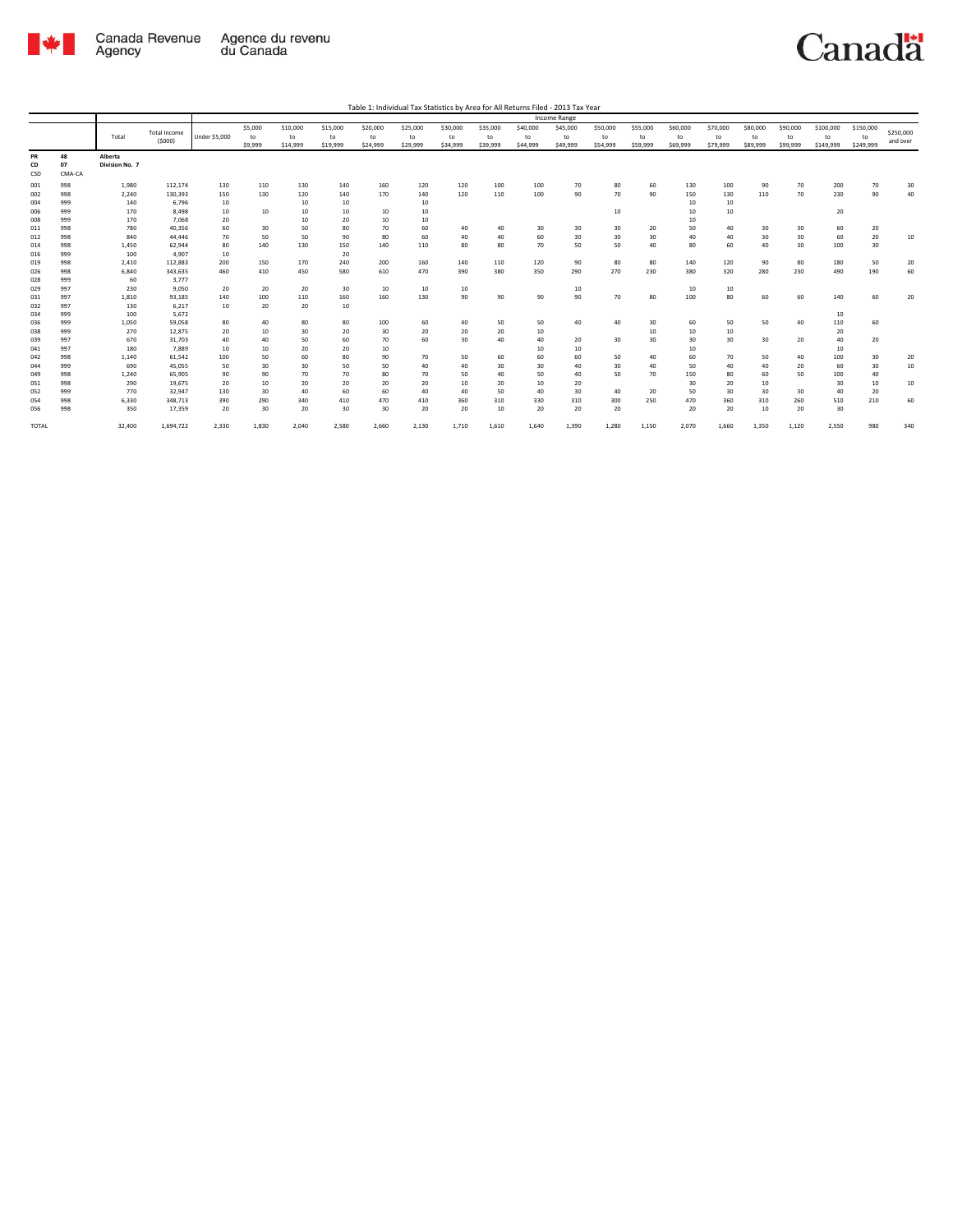Table 1: Individual Tax Statistics by Area for All Returns Filed - 2013 Tax Year

| | | Total | Total Income ($000) | Income Range | | | | | | | | | | | | | | | | | | |
|---|---|---|---|---|---|---|---|---|---|---|---|---|---|---|---|---|---|---|---|---|---|---|
| | | | | Under $5,000 | $5,000 to $9,999 | $10,000 to $14,999 | $15,000 to $19,999 | $20,000 to $24,999 | $25,000 to $29,999 | $30,000 to $34,999 | $35,000 to $39,999 | $40,000 to $44,999 | $45,000 to $49,999 | $50,000 to $54,999 | $55,000 to $59,999 | $60,000 to $69,999 | $70,000 to $79,999 | $80,000 to $89,999 | $90,000 to $99,999 | $100,000 to $149,999 | $150,000 to $249,999 | $250,000 and over |
| PR | 48 | Alberta | | | | | | | | | | | | | | | | | | | | |
| CD | 07 | Division No. 7 | | | | | | | | | | | | | | | | | | | | |
| CSD | CMA-CA | | | | | | | | | | | | | | | | | | | | | |
| 001 | 998 | 1,980 | 112,174 | 130 | 110 | 130 | 140 | 160 | 120 | 120 | 100 | 100 | 70 | 80 | 60 | 130 | 100 | 90 | 70 | 200 | 70 | 30 |
| 002 | 998 | 2,240 | 130,393 | 150 | 130 | 120 | 140 | 170 | 140 | 120 | 110 | 100 | 90 | 70 | 90 | 150 | 130 | 110 | 70 | 230 | 90 | 40 |
| 004 | 999 | 140 | 6,796 | 10 | | 10 | 10 | | 10 | | | | | | | 10 | 10 | | | | | |
| 006 | 999 | 170 | 8,498 | 10 | 10 | 10 | 10 | 10 | 10 | | | | | 10 | | 10 | 10 | | | 20 | | |
| 008 | 999 | 170 | 7,068 | 20 | | 10 | 20 | 10 | 10 | | | | | | | 10 | | | | | | |
| 011 | 998 | 780 | 40,356 | 60 | 30 | 50 | 80 | 70 | 60 | 40 | 40 | 30 | 30 | 30 | 20 | 50 | 40 | 30 | 30 | 60 | 20 | |
| 012 | 998 | 840 | 44,446 | 70 | 50 | 50 | 90 | 80 | 60 | 40 | 40 | 60 | 30 | 30 | 30 | 40 | 40 | 30 | 30 | 60 | 20 | 10 |
| 014 | 998 | 1,450 | 62,944 | 80 | 140 | 130 | 150 | 140 | 110 | 80 | 80 | 70 | 50 | 50 | 40 | 80 | 60 | 40 | 30 | 100 | 30 | |
| 016 | 999 | 100 | 4,907 | 10 | | | 20 | | | | | | | | | | | | | | | |
| 019 | 998 | 2,410 | 112,883 | 200 | 150 | 170 | 240 | 200 | 160 | 140 | 110 | 120 | 90 | 80 | 80 | 140 | 120 | 90 | 80 | 180 | 50 | 20 |
| 026 | 998 | 6,840 | 343,635 | 460 | 410 | 450 | 580 | 610 | 470 | 390 | 380 | 350 | 290 | 270 | 230 | 380 | 320 | 280 | 230 | 490 | 190 | 60 |
| 028 | 999 | 60 | 3,777 | | | | | | | | | | | | | | | | | | | |
| 029 | 997 | 230 | 9,050 | 20 | 20 | 20 | 30 | 10 | 10 | 10 | | | 10 | | | 10 | 10 | | | | | |
| 031 | 997 | 1,810 | 93,185 | 140 | 100 | 110 | 160 | 160 | 130 | 90 | 90 | 90 | 90 | 70 | 80 | 100 | 80 | 60 | 60 | 140 | 60 | 20 |
| 032 | 997 | 130 | 6,217 | 10 | 20 | 20 | 10 | | | | | | | | | | | | | | | |
| 034 | 999 | 100 | 5,672 | | | | | | | | | | | | | | | | | 10 | | |
| 036 | 999 | 1,050 | 59,058 | 80 | 40 | 80 | 80 | 100 | 60 | 40 | 50 | 50 | 40 | 40 | 30 | 60 | 50 | 50 | 40 | 110 | 60 | |
| 038 | 999 | 270 | 12,875 | 20 | 10 | 30 | 20 | 30 | 20 | 20 | 20 | 10 | | | 10 | 10 | 10 | | | 20 | | |
| 039 | 997 | 670 | 31,703 | 40 | 40 | 50 | 60 | 70 | 60 | 30 | 40 | 40 | 20 | 30 | 30 | 30 | 30 | 30 | 20 | 40 | 20 | |
| 041 | 997 | 180 | 7,889 | 10 | 10 | 20 | 20 | 10 | | | | 10 | 10 | | | 10 | | | | 10 | | |
| 042 | 998 | 1,140 | 61,542 | 100 | 50 | 60 | 80 | 90 | 70 | 50 | 60 | 60 | 60 | 50 | 40 | 60 | 70 | 50 | 40 | 100 | 30 | 20 |
| 044 | 999 | 690 | 45,055 | 50 | 30 | 30 | 50 | 50 | 40 | 40 | 30 | 30 | 40 | 30 | 40 | 50 | 40 | 40 | 20 | 60 | 30 | 10 |
| 049 | 998 | 1,240 | 65,905 | 90 | 90 | 70 | 70 | 80 | 70 | 50 | 40 | 50 | 40 | 50 | 70 | 150 | 80 | 60 | 50 | 100 | 40 | |
| 051 | 998 | 290 | 19,675 | 20 | 10 | 20 | 20 | 20 | 20 | 10 | 20 | 10 | 20 | | | 30 | 20 | 10 | | 30 | 10 | 10 |
| 052 | 999 | 770 | 32,947 | 130 | 30 | 40 | 60 | 60 | 40 | 40 | 50 | 40 | 30 | 40 | 20 | 50 | 30 | 30 | 30 | 40 | 20 | |
| 054 | 998 | 6,330 | 348,713 | 390 | 290 | 340 | 410 | 470 | 410 | 360 | 310 | 330 | 310 | 300 | 250 | 470 | 360 | 310 | 260 | 510 | 210 | 60 |
| 056 | 998 | 350 | 17,359 | 20 | 30 | 20 | 30 | 30 | 20 | 20 | 10 | 20 | 20 | 20 | | 20 | 20 | 10 | 20 | 30 | | |
| TOTAL | | 32,400 | 1,694,722 | 2,330 | 1,830 | 2,040 | 2,580 | 2,660 | 2,130 | 1,710 | 1,610 | 1,640 | 1,390 | 1,280 | 1,150 | 2,070 | 1,660 | 1,350 | 1,120 | 2,550 | 980 | 340 |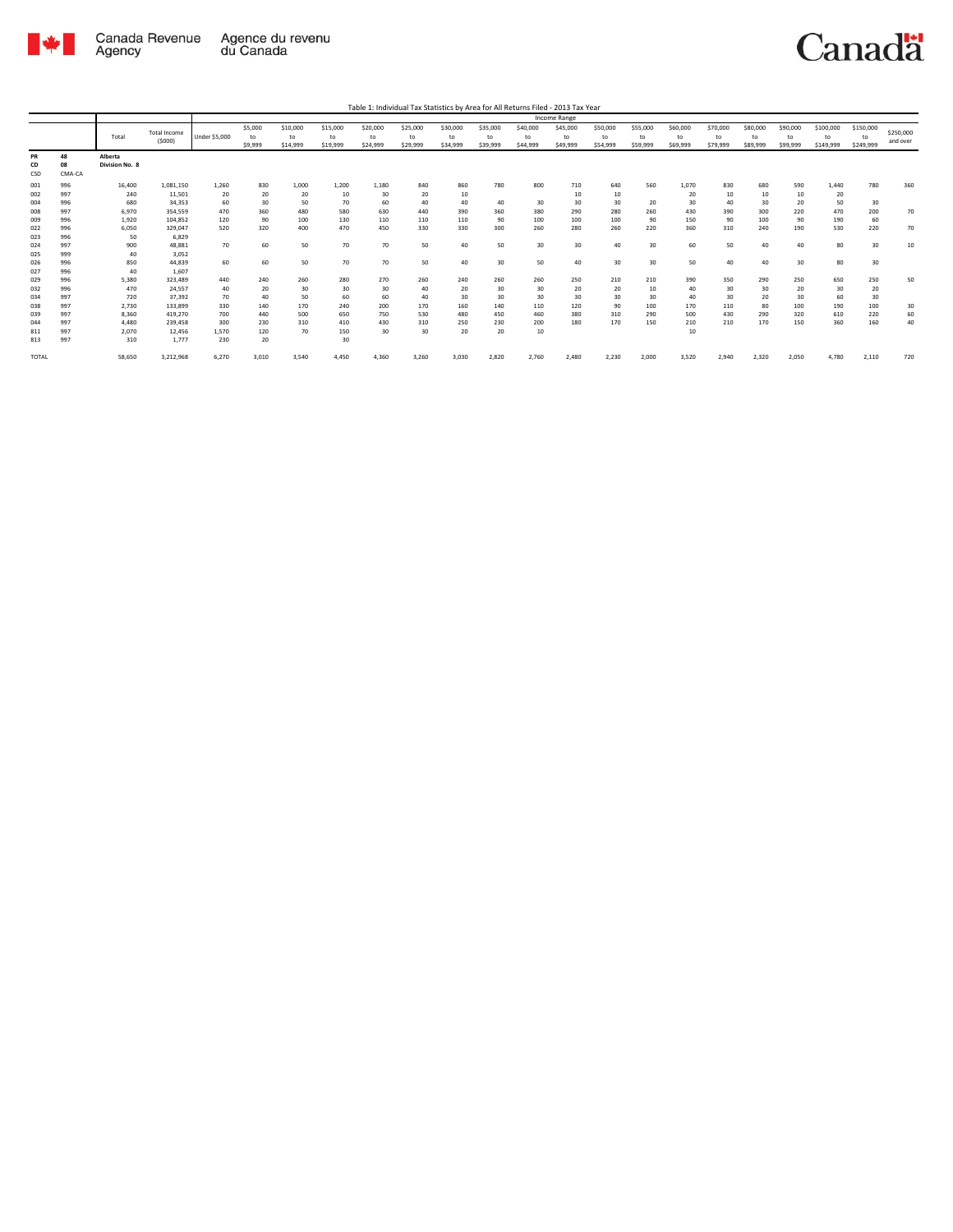Table 1: Individual Tax Statistics by Area for All Returns Filed - 2013 Tax Year

| | | | | Income Range | | | | | | | | | | | | | | | | | | |
|---|---|---|---|---|---|---|---|---|---|---|---|---|---|---|---|---|---|---|---|---|---|---|
| | | Total | Total Income ($000) | Under $5,000 | $5,000 to $9,999 | $10,000 to $14,999 | $15,000 to $19,999 | $20,000 to $24,999 | $25,000 to $29,999 | $30,000 to $34,999 | $35,000 to $39,999 | $40,000 to $44,999 | $45,000 to $49,999 | $50,000 to $54,999 | $55,000 to $59,999 | $60,000 to $69,999 | $70,000 to $79,999 | $80,000 to $89,999 | $90,000 to $99,999 | $100,000 to $149,999 | $150,000 to $249,999 | $250,000 and over |
| PR | 48 | Alberta | | | | | | | | | | | | | | | | | | | | |
| CD | 08 | Division No. 8 | | | | | | | | | | | | | | | | | | | | |
| CSD | CMA-CA | | | | | | | | | | | | | | | | | | | | | |
| 001 | 996 | 16,400 | 1,081,150 | 1,260 | 830 | 1,000 | 1,200 | 1,180 | 840 | 860 | 780 | 800 | 710 | 640 | 560 | 1,070 | 830 | 680 | 590 | 1,440 | 780 | 360 |
| 002 | 997 | 240 | 11,501 | 20 | 20 | 20 | 10 | 30 | 20 | 10 | | | 10 | 10 | | 20 | 10 | 10 | 10 | 20 | | |
| 004 | 996 | 680 | 34,353 | 60 | 30 | 50 | 70 | 60 | 40 | 40 | 40 | 30 | 30 | 30 | 20 | 30 | 40 | 30 | 20 | 50 | 30 | |
| 008 | 997 | 6,970 | 354,559 | 470 | 360 | 480 | 580 | 630 | 440 | 390 | 360 | 380 | 290 | 280 | 260 | 430 | 390 | 300 | 220 | 470 | 200 | 70 |
| 009 | 996 | 1,920 | 104,852 | 120 | 90 | 100 | 130 | 110 | 110 | 110 | 90 | 100 | 100 | 100 | 90 | 150 | 90 | 100 | 90 | 190 | 60 | |
| 022 | 996 | 6,050 | 329,047 | 520 | 320 | 400 | 470 | 450 | 330 | 330 | 300 | 260 | 280 | 260 | 220 | 360 | 310 | 240 | 190 | 530 | 220 | 70 |
| 023 | 996 | 50 | 6,829 | | | | | | | | | | | | | | | | | | | |
| 024 | 997 | 900 | 48,881 | 70 | 60 | 50 | 70 | 70 | 50 | 40 | 50 | 30 | 30 | 40 | 30 | 60 | 50 | 40 | 40 | 80 | 30 | 10 |
| 025 | 999 | 40 | 3,052 | | | | | | | | | | | | | | | | | | | |
| 026 | 996 | 850 | 44,839 | 60 | 60 | 50 | 70 | 70 | 50 | 40 | 30 | 50 | 40 | 30 | 30 | 50 | 40 | 40 | 30 | 80 | 30 | |
| 027 | 996 | 40 | 1,607 | | | | | | | | | | | | | | | | | | | |
| 029 | 996 | 5,380 | 323,489 | 440 | 240 | 260 | 280 | 270 | 260 | 240 | 260 | 260 | 250 | 210 | 210 | 390 | 350 | 290 | 250 | 650 | 250 | 50 |
| 032 | 996 | 470 | 24,557 | 40 | 20 | 30 | 30 | 30 | 40 | 20 | 30 | 30 | 20 | 20 | 10 | 40 | 30 | 30 | 20 | 30 | 20 | |
| 034 | 997 | 720 | 37,392 | 70 | 40 | 50 | 60 | 60 | 40 | 30 | 30 | 30 | 30 | 30 | 30 | 40 | 30 | 20 | 30 | 60 | 30 | |
| 038 | 997 | 2,730 | 133,899 | 330 | 140 | 170 | 240 | 200 | 170 | 160 | 140 | 110 | 120 | 90 | 100 | 170 | 110 | 80 | 100 | 190 | 100 | 30 |
| 039 | 997 | 8,360 | 419,270 | 700 | 440 | 500 | 650 | 750 | 530 | 480 | 450 | 460 | 380 | 310 | 290 | 500 | 430 | 290 | 320 | 610 | 220 | 60 |
| 044 | 997 | 4,480 | 239,458 | 300 | 230 | 310 | 410 | 430 | 310 | 250 | 230 | 200 | 180 | 170 | 150 | 210 | 210 | 170 | 150 | 360 | 160 | 40 |
| 811 | 997 | 2,070 | 12,456 | 1,570 | 120 | 70 | 150 | 30 | 30 | 20 | 20 | 10 | | | | 10 | | | | | | |
| 813 | 997 | 310 | 1,777 | 230 | 20 | | 30 | | | | | | | | | | | | | | | |
| TOTAL | | 58,650 | 3,212,968 | 6,270 | 3,010 | 3,540 | 4,450 | 4,360 | 3,260 | 3,030 | 2,820 | 2,760 | 2,480 | 2,230 | 2,000 | 3,520 | 2,940 | 2,320 | 2,050 | 4,780 | 2,110 | 720 |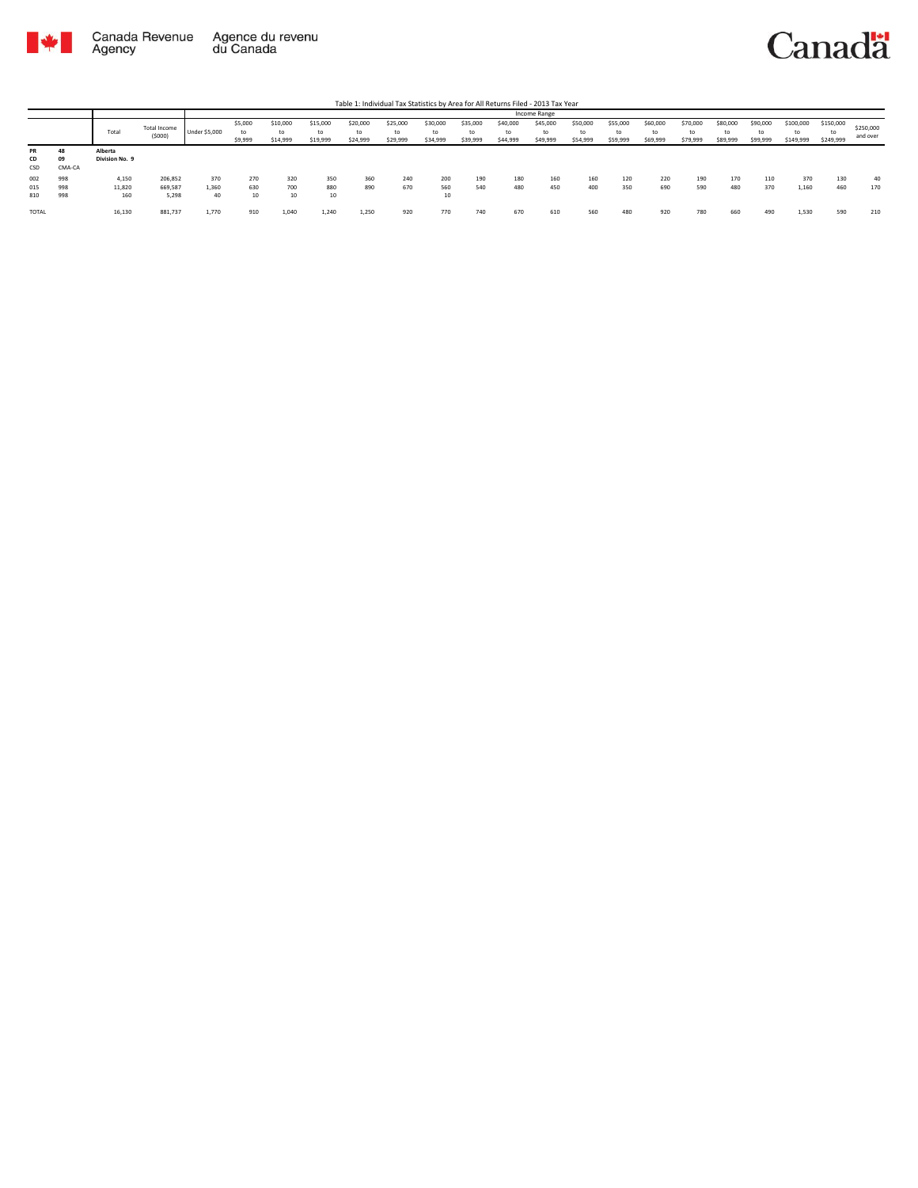Table 1: Individual Tax Statistics by Area for All Returns Filed - 2013 Tax Year

| | | Total | Total Income ($000) | Income Range | | | | | | | | | | | | | | | | | | | |
|---|---|---|---|---|---|---|---|---|---|---|---|---|---|---|---|---|---|---|---|---|---|---|---|
| | | | | Under $5,000 | $5,000 to $9,999 | $10,000 to $14,999 | $15,000 to $19,999 | $20,000 to $24,999 | $25,000 to $29,999 | $30,000 to $34,999 | $35,000 to $39,999 | $40,000 to $44,999 | $45,000 to $49,999 | $50,000 to $54,999 | $55,000 to $59,999 | $60,000 to $69,999 | $70,000 to $79,999 | $80,000 to $89,999 | $90,000 to $99,999 | $100,000 to $149,999 | $150,000 to $249,999 | $250,000 and over |
| PR | 48 | Alberta | | | | | | | | | | | | | | | | | | | | |
| CD | 09 | Division No. 9 | | | | | | | | | | | | | | | | | | | | |
| CSD | CMA-CA | | | | | | | | | | | | | | | | | | | | | |
| 002 | 998 | 4,150 | 206,852 | 370 | 270 | 320 | 350 | 360 | 240 | 200 | 190 | 180 | 160 | 160 | 120 | 220 | 190 | 170 | 110 | 370 | 130 | 40 |
| 015 | 998 | 11,820 | 669,587 | 1,360 | 630 | 700 | 880 | 890 | 670 | 560 | 540 | 480 | 450 | 400 | 350 | 690 | 590 | 480 | 370 | 1,160 | 460 | 170 |
| 810 | 998 | 160 | 5,298 | 40 | 10 | 10 | 10 | | | 10 | | | | | | | | | | | | |
| TOTAL | | 16,130 | 881,737 | 1,770 | 910 | 1,040 | 1,240 | 1,250 | 920 | 770 | 740 | 670 | 610 | 560 | 480 | 920 | 780 | 660 | 490 | 1,530 | 590 | 210 |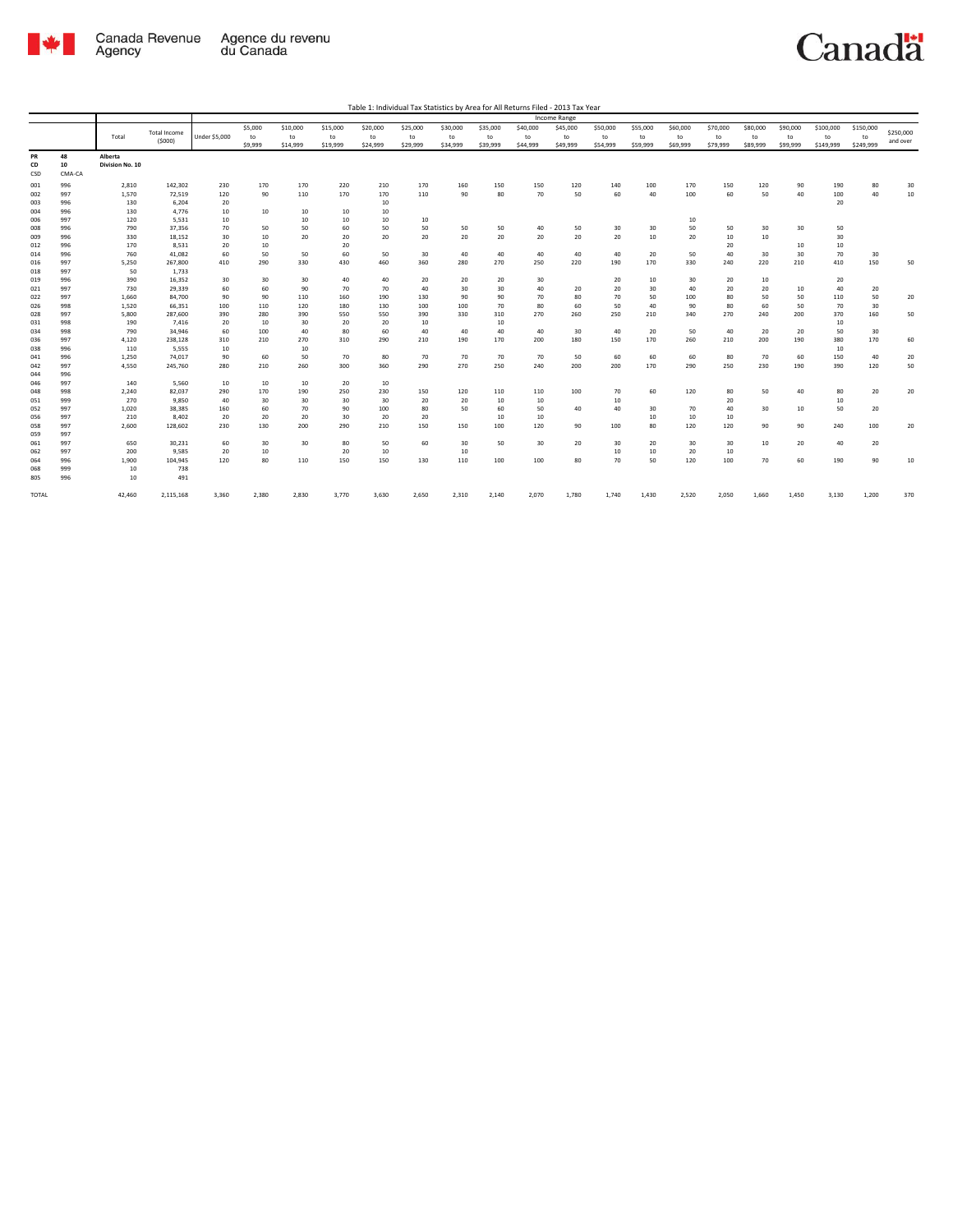Table 1: Individual Tax Statistics by Area for All Returns Filed - 2013 Tax Year

| PR | 48 | Alberta | | Income Range | | | | | | | | | | | | | | | | | | |
|---|---|---|---|---|---|---|---|---|---|---|---|---|---|---|---|---|---|---|---|---|---|---|
| CD | 10 | Division No. 10 | | | | | | | | | | | | | | | | | | | | |
| CSD | CMA-CA | Total | Total Income ($000) | Under $5,000 | $5,000 to $9,999 | $10,000 to $14,999 | $15,000 to $19,999 | $20,000 to $24,999 | $25,000 to $29,999 | $30,000 to $34,999 | $35,000 to $39,999 | $40,000 to $44,999 | $45,000 to $49,999 | $50,000 to $54,999 | $55,000 to $59,999 | $60,000 to $69,999 | $70,000 to $79,999 | $80,000 to $89,999 | $90,000 to $99,999 | $100,000 to $149,999 | $150,000 to $249,999 | $250,000 and over |
| 001 | 996 | 2,810 | 142,302 | 230 | 170 | 170 | 220 | 210 | 170 | 160 | 150 | 150 | 120 | 140 | 100 | 170 | 150 | 120 | 90 | 190 | 80 | 30 |
| 002 | 997 | 1,570 | 72,519 | 120 | 90 | 110 | 170 | 170 | 110 | 90 | 80 | 70 | 50 | 60 | 40 | 100 | 60 | 50 | 40 | 100 | 40 | 10 |
| 003 | 996 | 130 | 6,204 | 20 | | | | 10 | | | | | | | | | | | | 20 | | |
| 004 | 996 | 130 | 4,776 | 10 | 10 | 10 | 10 | 10 | | | | | | | | | | | | | | |
| 006 | 997 | 120 | 5,531 | 10 | | 10 | 10 | 10 | 10 | | | | | | | 10 | | | | | | |
| 008 | 996 | 790 | 37,356 | 70 | 50 | 50 | 60 | 50 | 50 | 50 | 50 | 40 | 50 | 30 | 30 | 50 | 50 | 30 | 30 | 50 | | |
| 009 | 996 | 330 | 18,152 | 30 | 10 | 20 | 20 | 20 | 20 | 20 | 20 | 20 | 20 | 20 | 10 | 20 | 10 | 10 | | 30 | | |
| 012 | 996 | 170 | 8,531 | 20 | 10 | | 20 | | | | | | | | | | 20 | | 10 | 10 | | |
| 014 | 996 | 760 | 41,082 | 60 | 50 | 50 | 60 | 50 | 30 | 40 | 40 | 40 | 40 | 40 | 20 | 50 | 40 | 30 | 30 | 70 | 30 | |
| 016 | 997 | 5,250 | 267,800 | 410 | 290 | 330 | 430 | 460 | 360 | 280 | 270 | 250 | 220 | 190 | 170 | 330 | 240 | 220 | 210 | 410 | 150 | 50 |
| 018 | 997 | 50 | 1,733 | | | | | | | | | | | | | | | | | | | |
| 019 | 996 | 390 | 16,352 | 30 | 30 | 30 | 40 | 40 | 20 | 20 | 20 | 30 | | 20 | 10 | 30 | 20 | 10 | | 20 | | |
| 021 | 997 | 730 | 29,339 | 60 | 60 | 90 | 70 | 70 | 40 | 30 | 30 | 40 | 20 | 20 | 30 | 40 | 20 | 20 | 10 | 40 | 20 | |
| 022 | 997 | 1,660 | 84,700 | 90 | 90 | 110 | 160 | 190 | 130 | 90 | 90 | 70 | 80 | 70 | 50 | 100 | 80 | 50 | 50 | 110 | 50 | 20 |
| 026 | 998 | 1,520 | 66,351 | 100 | 110 | 120 | 180 | 130 | 100 | 100 | 70 | 80 | 60 | 50 | 40 | 90 | 80 | 60 | 50 | 70 | 30 | |
| 028 | 997 | 5,800 | 287,600 | 390 | 280 | 390 | 550 | 550 | 390 | 330 | 310 | 270 | 260 | 250 | 210 | 340 | 270 | 240 | 200 | 370 | 160 | 50 |
| 031 | 998 | 190 | 7,416 | 20 | 10 | 30 | 20 | 20 | 10 | | | | | | | | | | | 10 | | |
| 034 | 998 | 790 | 34,946 | 60 | 100 | 40 | 80 | 60 | 40 | 40 | 40 | 40 | 30 | 40 | 20 | 50 | 40 | 20 | 20 | 50 | 30 | |
| 036 | 997 | 4,120 | 238,128 | 310 | 210 | 270 | 310 | 290 | 210 | 190 | 170 | 200 | 180 | 150 | 170 | 260 | 210 | 200 | 190 | 380 | 170 | 60 |
| 038 | 996 | 110 | 5,555 | 10 | | 10 | | | | | | | | | | | | | | 10 | | |
| 041 | 996 | 1,250 | 74,017 | 90 | 60 | 50 | 70 | 80 | 70 | 70 | 70 | 70 | 50 | 60 | 60 | 60 | 80 | 70 | 60 | 150 | 40 | 20 |
| 042 | 997 | 4,550 | 245,760 | 280 | 210 | 260 | 300 | 360 | 290 | 270 | 250 | 240 | 200 | 200 | 170 | 290 | 250 | 230 | 190 | 390 | 120 | 50 |
| 044 | 996 | | | | | | | | | | | | | | | | | | | | | |
| 046 | 997 | 140 | 5,560 | 10 | 10 | 10 | 20 | 10 | | | | | | | | | | | | | | |
| 048 | 998 | 2,240 | 82,037 | 290 | 170 | 190 | 250 | 230 | 150 | 120 | 110 | 110 | 100 | 70 | 60 | 120 | 80 | 50 | 40 | 80 | 20 | 20 |
| 051 | 999 | 270 | 9,850 | 40 | 30 | 30 | 30 | 30 | 20 | 20 | 10 | 10 | | 10 | | | 20 | | | 10 | | |
| 052 | 997 | 1,020 | 38,385 | 160 | 60 | 70 | 90 | 100 | 80 | 50 | 60 | 50 | 40 | 40 | 30 | 70 | 40 | 30 | 10 | 50 | 20 | |
| 056 | 997 | 210 | 8,402 | 20 | 20 | 20 | 30 | 20 | 20 | | 10 | 10 | | | 10 | 10 | 10 | | | | | |
| 058 | 997 | 2,600 | 128,602 | 230 | 130 | 200 | 290 | 210 | 150 | 150 | 100 | 120 | 90 | 100 | 80 | 120 | 120 | 90 | 90 | 240 | 100 | 20 |
| 059 | 997 | | | | | | | | | | | | | | | | | | | | | |
| 061 | 997 | 650 | 30,231 | 60 | 30 | 30 | 80 | 50 | 60 | 30 | 50 | 30 | 20 | 30 | 20 | 30 | 30 | 10 | 20 | 40 | 20 | |
| 062 | 997 | 200 | 9,585 | 20 | 10 | | 20 | 10 | | 10 | | | | 10 | 10 | 20 | 10 | | | | | |
| 064 | 996 | 1,900 | 104,945 | 120 | 80 | 110 | 150 | 150 | 130 | 110 | 100 | 100 | 80 | 70 | 50 | 120 | 100 | 70 | 60 | 190 | 90 | 10 |
| 068 | 999 | 10 | 738 | | | | | | | | | | | | | | | | | | | |
| 805 | 996 | 10 | 491 | | | | | | | | | | | | | | | | | | | |
| TOTAL | | 42,460 | 2,115,168 | 3,360 | 2,380 | 2,830 | 3,770 | 3,630 | 2,650 | 2,310 | 2,140 | 2,070 | 1,780 | 1,740 | 1,430 | 2,520 | 2,050 | 1,660 | 1,450 | 3,130 | 1,200 | 370 |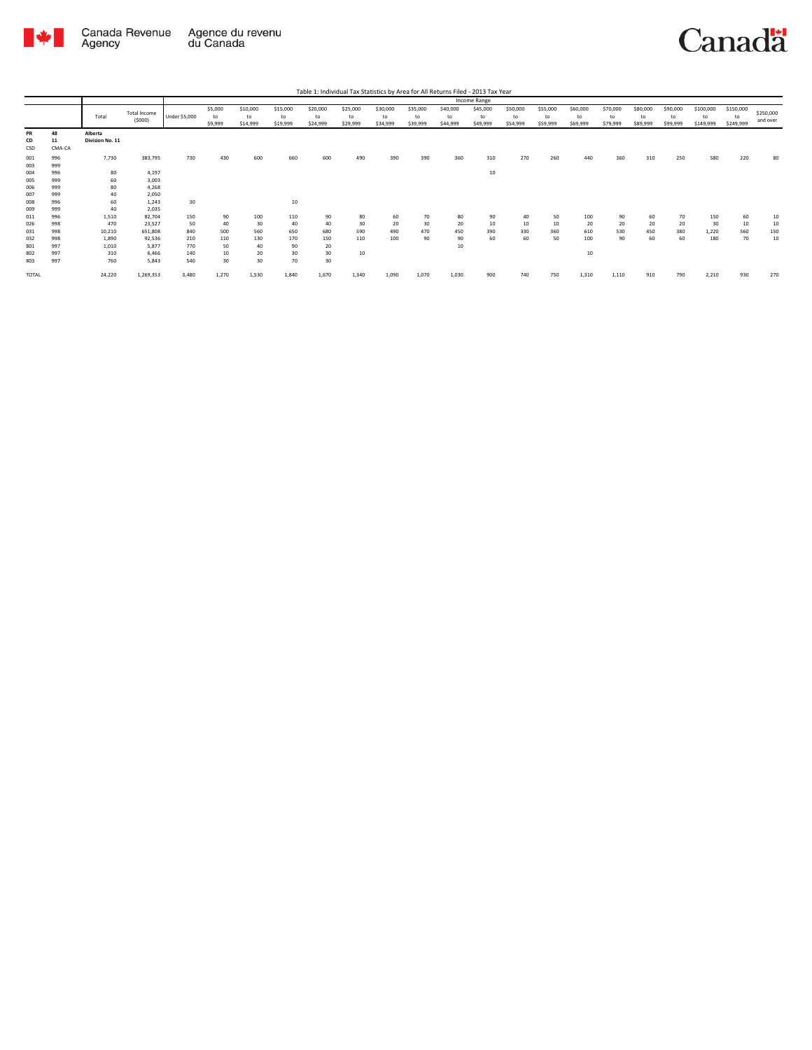Table 1: Individual Tax Statistics by Area for All Returns Filed - 2013 Tax Year

| | | Total | Total Income ($000) | Income Range | | | | | | | | | | | | | | | | | | |
|---|---|---|---|---|---|---|---|---|---|---|---|---|---|---|---|---|---|---|---|---|---|---|
| | | | | Under $5,000 | $5,000 to $9,999 | $10,000 to $14,999 | $15,000 to $19,999 | $20,000 to $24,999 | $25,000 to $29,999 | $30,000 to $34,999 | $35,000 to $39,999 | $40,000 to $44,999 | $45,000 to $49,999 | $50,000 to $54,999 | $55,000 to $59,999 | $60,000 to $69,999 | $70,000 to $79,999 | $80,000 to $89,999 | $90,000 to $99,999 | $100,000 to $149,999 | $150,000 to $249,999 | $250,000 and over |
| PR | 48 | Alberta | | | | | | | | | | | | | | | | | | | | |
| CD | 11 | Division No. 11 | | | | | | | | | | | | | | | | | | | | |
| CSD | CMA-CA | | | | | | | | | | | | | | | | | | | | | |
| 001 | 996 | 7,730 | 383,795 | 730 | 430 | 600 | 660 | 600 | 490 | 390 | 390 | 360 | 310 | 270 | 260 | 440 | 360 | 310 | 250 | 580 | 220 | 80 |
| 003 | 999 | | | | | | | | | | | | | | | | | | | | | |
| 004 | 996 | 80 | 4,197 | | | | | | | | | | 10 | | | | | | | | | |
| 005 | 999 | 60 | 3,003 | | | | | | | | | | | | | | | | | | | |
| 006 | 999 | 80 | 4,268 | | | | | | | | | | | | | | | | | | | |
| 007 | 999 | 40 | 2,050 | | | | | | | | | | | | | | | | | | | |
| 008 | 996 | 60 | 1,243 | 30 | | | 10 | | | | | | | | | | | | | | | |
| 009 | 999 | 40 | 2,035 | | | | | | | | | | | | | | | | | | | |
| 011 | 996 | 1,510 | 82,704 | 150 | 90 | 100 | 110 | 90 | 80 | 60 | 70 | 80 | 90 | 40 | 50 | 100 | 90 | 60 | 70 | 150 | 60 | 10 |
| 026 | 998 | 470 | 23,527 | 50 | 40 | 30 | 40 | 40 | 30 | 20 | 30 | 20 | 10 | 10 | 10 | 20 | 20 | 20 | 20 | 30 | 10 | 10 |
| 031 | 998 | 10,210 | 651,808 | 840 | 500 | 560 | 650 | 680 | 590 | 490 | 470 | 450 | 390 | 330 | 360 | 610 | 530 | 450 | 380 | 1,220 | 560 | 150 |
| 032 | 998 | 1,890 | 92,536 | 210 | 110 | 130 | 170 | 150 | 110 | 100 | 90 | 90 | 60 | 60 | 50 | 100 | 90 | 60 | 60 | 180 | 70 | 10 |
| 801 | 997 | 1,010 | 5,877 | 770 | 50 | 40 | 90 | 20 | | | | 10 | | | | | | | | | | |
| 802 | 997 | 310 | 6,466 | 140 | 10 | 20 | 30 | 30 | 10 | | | | | | | 10 | | | | | | |
| 803 | 997 | 760 | 5,843 | 540 | 30 | 30 | 70 | 30 | | | | | | | | | | | | | | |
| TOTAL | | 24,220 | 1,269,353 | 3,480 | 1,270 | 1,530 | 1,840 | 1,670 | 1,340 | 1,090 | 1,070 | 1,030 | 900 | 740 | 750 | 1,310 | 1,110 | 910 | 790 | 2,210 | 930 | 270 |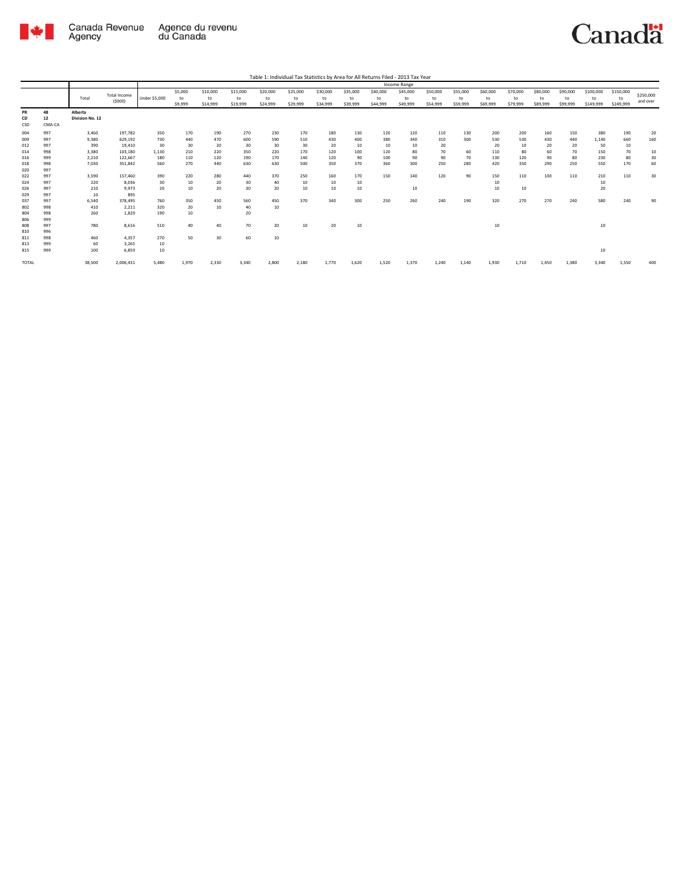Table 1: Individual Tax Statistics by Area for All Returns Filed - 2013 Tax Year

| | | Total | Total Income ($000) | Income Range | | | | | | | | | | | | | | | | | | |
|---|---|---|---|---|---|---|---|---|---|---|---|---|---|---|---|---|---|---|---|---|---|---|
| | | | | Under $5,000 | $5,000 to $9,999 | $10,000 to $14,999 | $15,000 to $19,999 | $20,000 to $24,999 | $25,000 to $29,999 | $30,000 to $34,999 | $35,000 to $39,999 | $40,000 to $44,999 | $45,000 to $49,999 | $50,000 to $54,999 | $55,000 to $59,999 | $60,000 to $69,999 | $70,000 to $79,999 | $80,000 to $89,999 | $90,000 to $99,999 | $100,000 to $149,999 | $150,000 to $249,999 | $250,000 and over |
| PR | 48 | Alberta | | | | | | | | | | | | | | | | | | | | |
| CD | 12 | Division No. 12 | | | | | | | | | | | | | | | | | | | | |
| CSD | CMA-CA | | | | | | | | | | | | | | | | | | | | | |
| 004 | 997 | 3,460 | 197,782 | 350 | 170 | 190 | 270 | 230 | 170 | 180 | 130 | 120 | 120 | 110 | 130 | 200 | 200 | 160 | 150 | 380 | 190 | 20 |
| 009 | 997 | 9,380 | 629,192 | 730 | 440 | 470 | 600 | 590 | 510 | 430 | 400 | 380 | 340 | 310 | 300 | 530 | 530 | 430 | 440 | 1,140 | 660 | 160 |
| 012 | 997 | 390 | 19,410 | 30 | 30 | 20 | 30 | 30 | 30 | 20 | 10 | 10 | 10 | 20 | | 20 | 10 | 20 | 20 | 50 | 10 | |
| 014 | 998 | 3,380 | 103,180 | 1,130 | 210 | 220 | 350 | 220 | 170 | 120 | 100 | 120 | 80 | 70 | 60 | 110 | 80 | 60 | 70 | 150 | 70 | 10 |
| 016 | 999 | 2,210 | 122,667 | 180 | 110 | 120 | 190 | 170 | 140 | 120 | 90 | 100 | 90 | 90 | 70 | 130 | 120 | 90 | 80 | 230 | 80 | 30 |
| 018 | 998 | 7,030 | 351,842 | 560 | 270 | 440 | 630 | 630 | 500 | 350 | 370 | 360 | 300 | 250 | 280 | 420 | 350 | 290 | 250 | 550 | 170 | 60 |
| 020 | 997 | | | | | | | | | | | | | | | | | | | | | |
| 022 | 997 | 3,590 | 157,460 | 390 | 220 | 280 | 440 | 370 | 250 | 160 | 170 | 150 | 140 | 120 | 90 | 150 | 110 | 100 | 110 | 210 | 110 | 30 |
| 024 | 997 | 220 | 8,036 | 30 | 10 | 20 | 30 | 40 | 10 | 10 | 10 | | | | | 10 | | | | 10 | | |
| 026 | 997 | 210 | 9,973 | 20 | 10 | 20 | 30 | 20 | 10 | 10 | 10 | | 10 | | | 10 | 10 | | | 20 | | |
| 029 | 997 | 10 | 895 | | | | | | | | | | | | | | | | | | | |
| 037 | 997 | 6,540 | 378,495 | 760 | 350 | 450 | 560 | 450 | 370 | 340 | 300 | 250 | 260 | 240 | 190 | 320 | 270 | 270 | 240 | 580 | 240 | 90 |
| 802 | 998 | 410 | 2,211 | 320 | 20 | 10 | 40 | 10 | | | | | | | | | | | | | | |
| 804 | 998 | 260 | 1,829 | 190 | 10 | | 20 | | | | | | | | | | | | | | | |
| 806 | 999 | | | | | | | | | | | | | | | | | | | | | |
| 808 | 997 | 780 | 8,616 | 510 | 40 | 40 | 70 | 20 | 10 | 20 | 10 | | | | | 10 | | | | 10 | | |
| 810 | 996 | | | | | | | | | | | | | | | | | | | | | |
| 811 | 998 | 460 | 4,357 | 270 | 50 | 30 | 60 | 10 | | | | | | | | | | | | | | |
| 813 | 999 | 60 | 3,265 | 10 | | | | | | | | | | | | | | | | | | |
| 815 | 999 | 100 | 6,859 | 10 | | | | | | | | | | | | | | | | 10 | | |
| TOTAL | | 38,500 | 2,006,431 | 5,480 | 1,970 | 2,330 | 3,340 | 2,800 | 2,180 | 1,770 | 1,620 | 1,520 | 1,370 | 1,240 | 1,140 | 1,930 | 1,710 | 1,450 | 1,380 | 3,340 | 1,550 | 400 |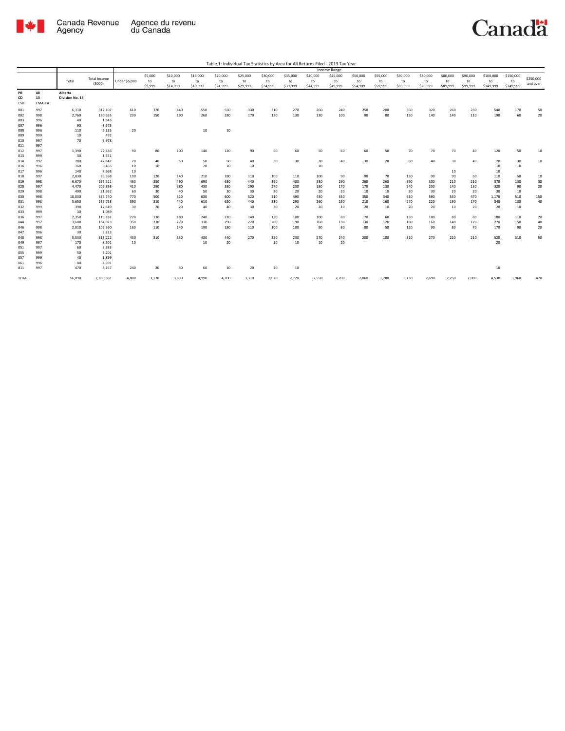Table 1: Individual Tax Statistics by Area for All Returns Filed - 2013 Tax Year

| | | Total | Total Income ($000) | Income Range | | | | | | | | | | | | | | | | | | |
|---|---|---|---|---|---|---|---|---|---|---|---|---|---|---|---|---|---|---|---|---|---|---|
| | | | | Under $5,000 | $5,000 to $9,999 | $10,000 to $14,999 | $15,000 to $19,999 | $20,000 to $24,999 | $25,000 to $29,999 | $30,000 to $34,999 | $35,000 to $39,999 | $40,000 to $44,999 | $45,000 to $49,999 | $50,000 to $54,999 | $55,000 to $59,999 | $60,000 to $69,999 | $70,000 to $79,999 | $80,000 to $89,999 | $90,000 to $99,999 | $100,000 to $149,999 | $150,000 to $249,999 | $250,000 and over |
| PR | 48 | Alberta | | | | | | | | | | | | | | | | | | | | |
| CD | 13 | Division No. 13 | | | | | | | | | | | | | | | | | | | | |
| CSD | CMA-CA | | | | | | | | | | | | | | | | | | | | | |
| 001 | 997 | 6,310 | 312,107 | 610 | 370 | 440 | 550 | 550 | 330 | 310 | 270 | 260 | 240 | 250 | 200 | 360 | 320 | 260 | 230 | 540 | 170 | 50 |
| 002 | 998 | 2,760 | 130,655 | 230 | 150 | 190 | 260 | 280 | 170 | 130 | 130 | 130 | 100 | 90 | 80 | 150 | 140 | 140 | 110 | 190 | 60 | 20 |
| 003 | 996 | 40 | 1,843 | | | | | | | | | | | | | | | | | | | |
| 007 | 996 | 90 | 3,573 | | | | | | | | | | | | | | | | | | | |
| 008 | 996 | 110 | 5,135 | 20 | | | 10 | 10 | | | | | | | | | | | | | | |
| 009 | 999 | 10 | 492 | | | | | | | | | | | | | | | | | | | |
| 010 | 997 | 70 | 3,978 | | | | | | | | | | | | | | | | | | | |
| 011 | 997 | | | | | | | | | | | | | | | | | | | | | |
| 012 | 997 | 1,390 | 72,436 | 90 | 80 | 100 | 140 | 120 | 90 | 60 | 60 | 50 | 60 | 60 | 50 | 70 | 70 | 70 | 40 | 120 | 50 | 10 |
| 013 | 999 | 30 | 1,541 | | | | | | | | | | | | | | | | | | | |
| 014 | 997 | 780 | 47,842 | 70 | 40 | 50 | 50 | 50 | 40 | 30 | 30 | 30 | 40 | 30 | 20 | 60 | 40 | 30 | 40 | 70 | 30 | 10 |
| 016 | 996 | 160 | 8,465 | 10 | 10 | | 20 | 10 | 10 | | | 10 | | | | | | | | 10 | 10 | |
| 017 | 996 | 140 | 7,668 | 10 | | | | | | | | | | | | | | 10 | | 10 | | |
| 018 | 997 | 2,030 | 89,568 | 190 | 120 | 140 | 210 | 180 | 110 | 100 | 110 | 100 | 90 | 90 | 70 | 130 | 90 | 90 | 50 | 110 | 50 | 10 |
| 019 | 998 | 6,670 | 297,521 | 460 | 350 | 490 | 690 | 630 | 440 | 390 | 400 | 380 | 290 | 260 | 260 | 390 | 300 | 210 | 210 | 370 | 130 | 30 |
| 028 | 997 | 4,470 | 205,898 | 410 | 290 | 380 | 430 | 380 | 290 | 270 | 230 | 180 | 170 | 170 | 130 | 240 | 200 | 140 | 130 | 320 | 90 | 20 |
| 029 | 998 | 490 | 21,652 | 60 | 30 | 40 | 50 | 30 | 30 | 30 | 20 | 20 | 20 | 10 | 10 | 30 | 30 | 20 | 20 | 30 | 10 | |
| 030 | 998 | 10,030 | 636,740 | 770 | 500 | 510 | 630 | 600 | 520 | 510 | 490 | 430 | 350 | 350 | 340 | 630 | 590 | 530 | 470 | 1,170 | 510 | 150 |
| 031 | 998 | 5,650 | 259,738 | 390 | 310 | 440 | 610 | 620 | 440 | 330 | 290 | 260 | 250 | 210 | 160 | 270 | 220 | 190 | 170 | 340 | 130 | 40 |
| 032 | 999 | 390 | 17,649 | 30 | 20 | 20 | 40 | 40 | 30 | 30 | 20 | 20 | 10 | 20 | 10 | 20 | 20 | 10 | 20 | 20 | 10 | |
| 033 | 999 | 30 | 1,089 | | | | | | | | | | | | | | | | | | | |
| 036 | 997 | 2,350 | 119,181 | 220 | 130 | 180 | 240 | 210 | 140 | 130 | 100 | 100 | 80 | 70 | 60 | 130 | 100 | 80 | 80 | 180 | 110 | 20 |
| 044 | 997 | 3,680 | 184,073 | 350 | 230 | 270 | 330 | 290 | 220 | 200 | 190 | 160 | 130 | 130 | 120 | 180 | 160 | 140 | 120 | 270 | 150 | 40 |
| 046 | 998 | 2,010 | 105,560 | 160 | 110 | 140 | 190 | 180 | 110 | 100 | 100 | 90 | 80 | 80 | 50 | 120 | 90 | 80 | 70 | 170 | 90 | 20 |
| 047 | 996 | 30 | 3,223 | | | | | | | | | | | | | | | | | | | |
| 048 | 998 | 5,530 | 313,222 | 430 | 310 | 330 | 430 | 440 | 270 | 320 | 230 | 270 | 240 | 200 | 180 | 310 | 270 | 220 | 210 | 520 | 310 | 50 |
| 049 | 997 | 170 | 8,501 | 10 | | | 10 | 20 | | 10 | 10 | 10 | 20 | | | | | | | 20 | | |
| 051 | 997 | 60 | 3,383 | | | | | | | | | | | | | | | | | | | |
| 055 | 999 | 50 | 3,201 | | | | | | | | | | | | | | | | | | | |
| 057 | 999 | 40 | 1,899 | | | | | | | | | | | | | | | | | | | |
| 061 | 996 | 80 | 4,691 | | | | | | | | | | | | | | | | | | | |
| 811 | 997 | 470 | 8,157 | 240 | 20 | 30 | 60 | 10 | 20 | 20 | 10 | | | | | | | | | 10 | | |
| TOTAL | | 56,090 | 2,880,681 | 4,800 | 3,120 | 3,830 | 4,990 | 4,700 | 3,310 | 3,020 | 2,720 | 2,550 | 2,200 | 2,060 | 1,780 | 3,130 | 2,690 | 2,250 | 2,000 | 4,530 | 1,960 | 470 |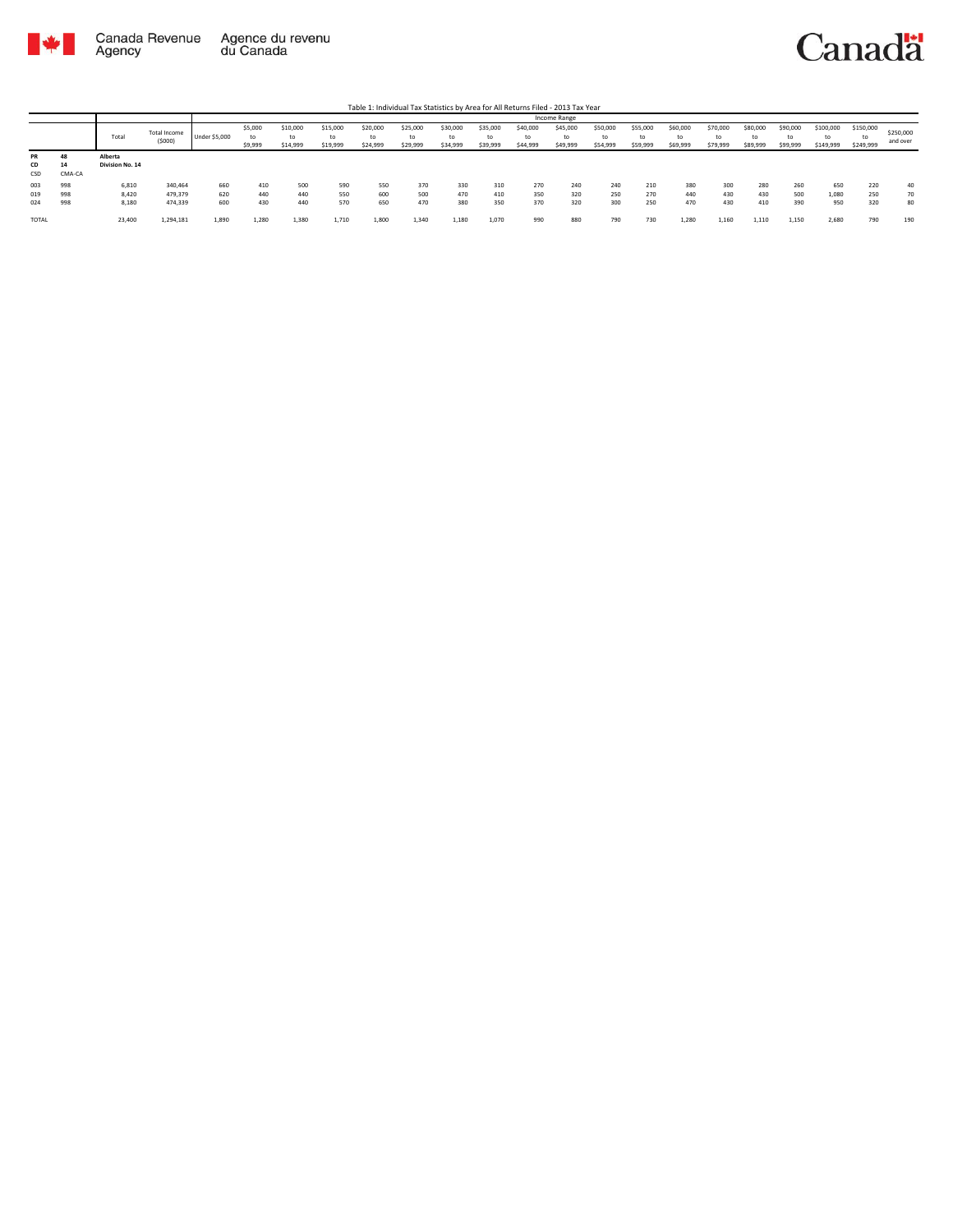Canada Revenue Agency | Agence du revenu du Canada

Canada

Table 1: Individual Tax Statistics by Area for All Returns Filed - 2013 Tax Year

| | | Total | Total Income ($000) | Income Range | | | | | | | | | | | | | | | | | | | |
|---|---|---|---|---|---|---|---|---|---|---|---|---|---|---|---|---|---|---|---|---|---|---|---|
| | | | | Under $5,000 | $5,000 to $9,999 | $10,000 to $14,999 | $15,000 to $19,999 | $20,000 to $24,999 | $25,000 to $29,999 | $30,000 to $34,999 | $35,000 to $39,999 | $40,000 to $44,999 | $45,000 to $49,999 | $50,000 to $54,999 | $55,000 to $59,999 | $60,000 to $69,999 | $70,000 to $79,999 | $80,000 to $89,999 | $90,000 to $99,999 | $100,000 to $149,999 | $150,000 to $249,999 | $250,000 and over |
| PR | 48 | Alberta | | | | | | | | | | | | | | | | | | | | |
| CD | 14 | Division No. 14 | | | | | | | | | | | | | | | | | | | | |
| CSD | CMA-CA | | | | | | | | | | | | | | | | | | | | | |
| 003 | 998 | 6,810 | 340,464 | 660 | 410 | 500 | 590 | 550 | 370 | 330 | 310 | 270 | 240 | 240 | 210 | 380 | 300 | 280 | 260 | 650 | 220 | 40 |
| 019 | 998 | 8,420 | 479,379 | 620 | 440 | 440 | 550 | 600 | 500 | 470 | 410 | 350 | 320 | 250 | 270 | 440 | 430 | 430 | 500 | 1,080 | 250 | 70 |
| 024 | 998 | 8,180 | 474,339 | 600 | 430 | 440 | 570 | 650 | 470 | 380 | 350 | 370 | 320 | 300 | 250 | 470 | 430 | 410 | 390 | 950 | 320 | 80 |
| TOTAL | | 23,400 | 1,294,181 | 1,890 | 1,280 | 1,380 | 1,710 | 1,800 | 1,340 | 1,180 | 1,070 | 990 | 880 | 790 | 730 | 1,280 | 1,160 | 1,110 | 1,150 | 2,680 | 790 | 190 |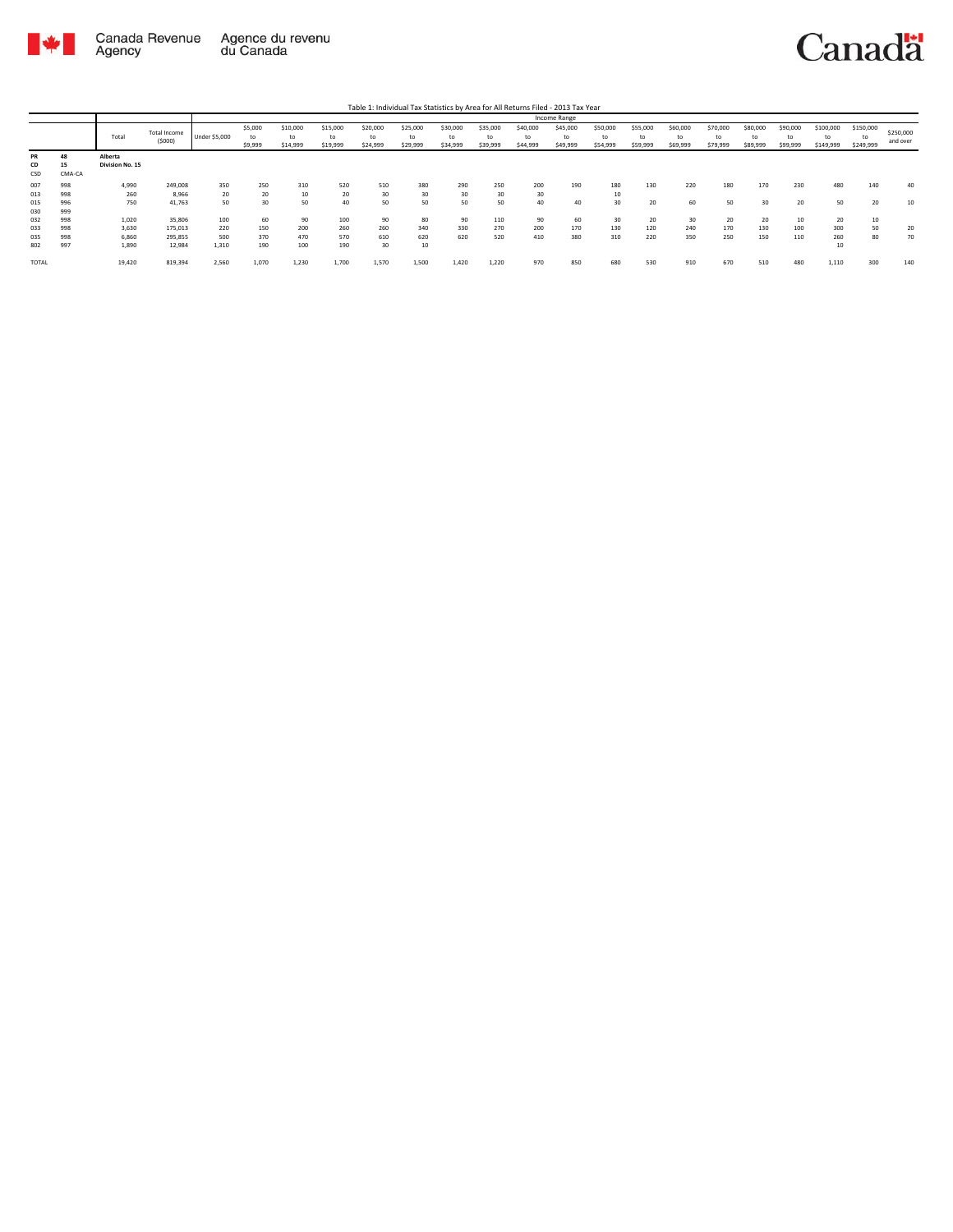Table 1: Individual Tax Statistics by Area for All Returns Filed - 2013 Tax Year

| | | Total | Total Income ($000) | Income Range | | | | | | | | | | | | | | | | | | |
|---|---|---|---|---|---|---|---|---|---|---|---|---|---|---|---|---|---|---|---|---|---|---|
| | | | | Under $5,000 | $5,000 to $9,999 | $10,000 to $14,999 | $15,000 to $19,999 | $20,000 to $24,999 | $25,000 to $29,999 | $30,000 to $34,999 | $35,000 to $39,999 | $40,000 to $44,999 | $45,000 to $49,999 | $50,000 to $54,999 | $55,000 to $59,999 | $60,000 to $69,999 | $70,000 to $79,999 | $80,000 to $89,999 | $90,000 to $99,999 | $100,000 to $149,999 | $150,000 to $249,999 | $250,000 and over |
| PR | 48 | Alberta | | | | | | | | | | | | | | | | | | | | |
| CD | 15 | Division No. 15 | | | | | | | | | | | | | | | | | | | | |
| CSD | CMA-CA | | | | | | | | | | | | | | | | | | | | | |
| 007 | 998 | 4,990 | 249,008 | 350 | 250 | 310 | 520 | 510 | 380 | 290 | 250 | 200 | 190 | 180 | 130 | 220 | 180 | 170 | 230 | 480 | 140 | 40 |
| 013 | 998 | 260 | 8,966 | 20 | 20 | 10 | 20 | 30 | 30 | 30 | 30 | 30 | | 10 | | | | | | | | |
| 015 | 996 | 750 | 41,763 | 50 | 30 | 50 | 40 | 50 | 50 | 50 | 50 | 40 | 40 | 30 | 20 | 60 | 50 | 30 | 20 | 50 | 20 | 10 |
| 030 | 999 | | | | | | | | | | | | | | | | | | | | | |
| 032 | 998 | 1,020 | 35,806 | 100 | 60 | 90 | 100 | 90 | 80 | 90 | 110 | 90 | 60 | 30 | 20 | 30 | 20 | 20 | 10 | 20 | 10 | |
| 033 | 998 | 3,630 | 175,013 | 220 | 150 | 200 | 260 | 260 | 340 | 330 | 270 | 200 | 170 | 130 | 120 | 240 | 170 | 130 | 100 | 300 | 50 | 20 |
| 035 | 998 | 6,860 | 295,855 | 500 | 370 | 470 | 570 | 610 | 620 | 620 | 520 | 410 | 380 | 310 | 220 | 350 | 250 | 150 | 110 | 260 | 80 | 70 |
| 802 | 997 | 1,890 | 12,984 | 1,310 | 190 | 100 | 190 | 30 | 10 | | | | | | | | | | | 10 | | |
| TOTAL | | 19,420 | 819,394 | 2,560 | 1,070 | 1,230 | 1,700 | 1,570 | 1,500 | 1,420 | 1,220 | 970 | 850 | 680 | 530 | 910 | 670 | 510 | 480 | 1,110 | 300 | 140 |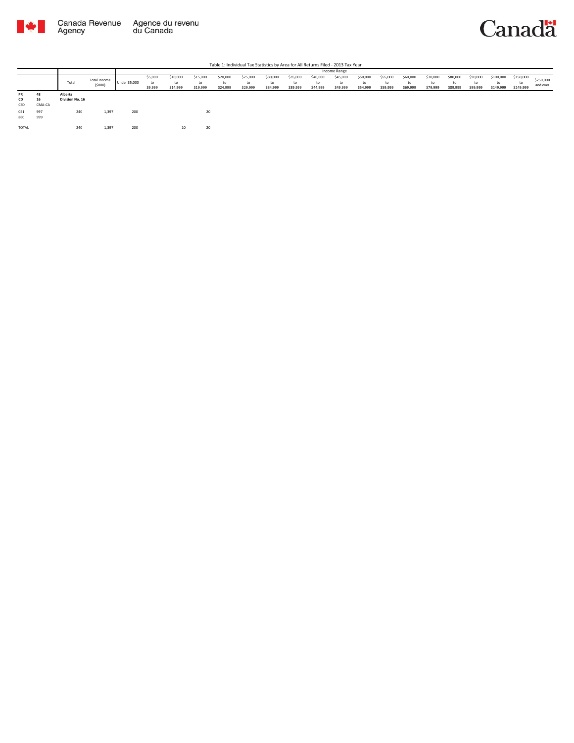Table 1: Individual Tax Statistics by Area for All Returns Filed - 2013 Tax Year

| | | Total | Total Income ($000) | Income Range | | | | | | | | | | | | | | | | | | |
|---|---|---|---|---|---|---|---|---|---|---|---|---|---|---|---|---|---|---|---|---|---|---|
| | | | | Under $5,000 | $5,000 to $9,999 | $10,000 to $14,999 | $15,000 to $19,999 | $20,000 to $24,999 | $25,000 to $29,999 | $30,000 to $34,999 | $35,000 to $39,999 | $40,000 to $44,999 | $45,000 to $49,999 | $50,000 to $54,999 | $55,000 to $59,999 | $60,000 to $69,999 | $70,000 to $79,999 | $80,000 to $89,999 | $90,000 to $99,999 | $100,000 to $149,999 | $150,000 to $249,999 | $250,000 and over |
| **PR** | **48** | **Alberta** | | | | | | | | | | | | | | | | | | | | |
| **CD** | **16** | **Division No. 16** | | | | | | | | | | | | | | | | | | | | |
| CSD | CMA-CA | | | | | | | | | | | | | | | | | | | | | |
| 051 | 997 | 240 | 1,397 | 200 | | | 20 | | | | | | | | | | | | | | | |
| 860 | 999 | | | | | | | | | | | | | | | | | | | | | |
| TOTAL | | 240 | 1,397 | 200 | | 10 | 20 | | | | | | | | | | | | | | | |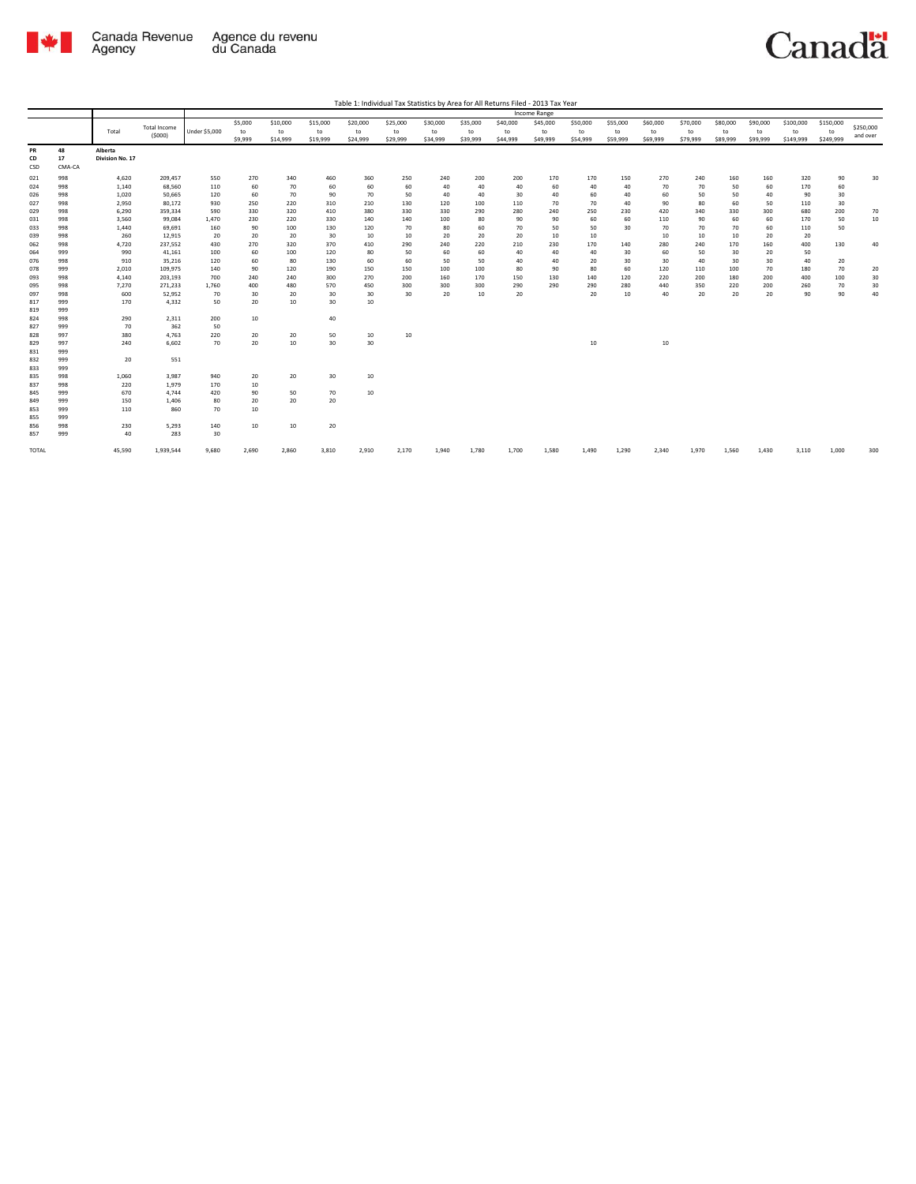Table 1: Individual Tax Statistics by Area for All Returns Filed - 2013 Tax Year

| | | Total | Total Income ($000) | Income Range | | | | | | | | | | | | | | | | | | |
|---|---|---|---|---|---|---|---|---|---|---|---|---|---|---|---|---|---|---|---|---|---|---|
| | | | | Under $5,000 | $5,000 to $9,999 | $10,000 to $14,999 | $15,000 to $19,999 | $20,000 to $24,999 | $25,000 to $29,999 | $30,000 to $34,999 | $35,000 to $39,999 | $40,000 to $44,999 | $45,000 to $49,999 | $50,000 to $54,999 | $55,000 to $59,999 | $60,000 to $69,999 | $70,000 to $79,999 | $80,000 to $89,999 | $90,000 to $99,999 | $100,000 to $149,999 | $150,000 to $249,999 | $250,000 and over |
| PR | 48 | Alberta | | | | | | | | | | | | | | | | | | | | |
| CD | 17 | Division No. 17 | | | | | | | | | | | | | | | | | | | | |
| CSD | CMA-CA | | | | | | | | | | | | | | | | | | | | | |
| 021 | 998 | 4,620 | 209,457 | 550 | 270 | 340 | 460 | 360 | 250 | 240 | 200 | 200 | 170 | 170 | 150 | 270 | 240 | 160 | 160 | 320 | 90 | 30 |
| 024 | 998 | 1,140 | 68,560 | 110 | 60 | 70 | 60 | 60 | 60 | 40 | 40 | 40 | 60 | 40 | 40 | 70 | 70 | 50 | 60 | 170 | 60 | |
| 026 | 998 | 1,020 | 50,665 | 120 | 60 | 70 | 90 | 70 | 50 | 40 | 40 | 30 | 40 | 60 | 40 | 60 | 50 | 50 | 40 | 90 | 30 | |
| 027 | 998 | 2,950 | 80,172 | 930 | 250 | 220 | 310 | 210 | 130 | 120 | 100 | 110 | 70 | 70 | 40 | 90 | 80 | 60 | 50 | 110 | 30 | |
| 029 | 998 | 6,290 | 359,334 | 590 | 330 | 320 | 410 | 380 | 330 | 330 | 290 | 280 | 240 | 250 | 230 | 420 | 340 | 330 | 300 | 680 | 200 | 70 |
| 031 | 998 | 3,560 | 99,084 | 1,470 | 230 | 220 | 330 | 140 | 140 | 100 | 80 | 90 | 90 | 60 | 60 | 110 | 90 | 60 | 60 | 170 | 50 | 10 |
| 033 | 998 | 1,440 | 69,691 | 160 | 90 | 100 | 130 | 120 | 70 | 80 | 60 | 70 | 50 | 50 | 30 | 70 | 70 | 70 | 60 | 110 | 50 | |
| 039 | 998 | 260 | 12,915 | 20 | 20 | 20 | 30 | 10 | 10 | 20 | 20 | 20 | 10 | 10 | | 10 | 10 | 10 | 20 | 20 | | |
| 062 | 998 | 4,720 | 237,552 | 430 | 270 | 320 | 370 | 410 | 290 | 240 | 220 | 210 | 230 | 170 | 140 | 280 | 240 | 170 | 160 | 400 | 130 | 40 |
| 064 | 999 | 990 | 41,161 | 100 | 60 | 100 | 120 | 80 | 50 | 60 | 60 | 40 | 40 | 40 | 30 | 60 | 50 | 30 | 20 | 50 | | |
| 076 | 998 | 910 | 35,216 | 120 | 60 | 80 | 130 | 60 | 60 | 50 | 50 | 40 | 40 | 20 | 30 | 30 | 40 | 30 | 30 | 40 | 20 | |
| 078 | 999 | 2,010 | 109,975 | 140 | 90 | 120 | 190 | 150 | 150 | 100 | 100 | 80 | 90 | 80 | 60 | 120 | 110 | 100 | 70 | 180 | 70 | 20 |
| 093 | 998 | 4,140 | 203,193 | 700 | 240 | 240 | 300 | 270 | 200 | 160 | 170 | 150 | 130 | 140 | 120 | 220 | 200 | 180 | 200 | 400 | 100 | 30 |
| 095 | 998 | 7,270 | 271,233 | 1,760 | 400 | 480 | 570 | 450 | 300 | 300 | 300 | 290 | 290 | 290 | 280 | 440 | 350 | 220 | 200 | 260 | 70 | 30 |
| 097 | 998 | 600 | 52,952 | 70 | 30 | 20 | 30 | 30 | 30 | 20 | 10 | 20 | | 20 | 10 | 40 | 20 | 20 | 20 | 90 | 90 | 40 |
| 817 | 999 | 170 | 4,332 | 50 | 20 | 10 | 30 | 10 | | | | | | | | | | | | | | |
| 819 | 999 | | | | | | | | | | | | | | | | | | | | | |
| 824 | 998 | 290 | 2,311 | 200 | 10 | | 40 | | | | | | | | | | | | | | | |
| 827 | 999 | 70 | 362 | 50 | | | | | | | | | | | | | | | | | | |
| 828 | 997 | 380 | 4,763 | 220 | 20 | 20 | 50 | 10 | 10 | | | | | | | | | | | | | |
| 829 | 997 | 240 | 6,602 | 70 | 20 | 10 | 30 | 30 | | | | | | 10 | | 10 | | | | | | |
| 831 | 999 | | | | | | | | | | | | | | | | | | | | | |
| 832 | 999 | 20 | 551 | | | | | | | | | | | | | | | | | | | |
| 833 | 999 | | | | | | | | | | | | | | | | | | | | | |
| 835 | 998 | 1,060 | 3,987 | 940 | 20 | 20 | 30 | 10 | | | | | | | | | | | | | | |
| 837 | 998 | 220 | 1,979 | 170 | 10 | | | | | | | | | | | | | | | | | |
| 845 | 999 | 670 | 4,744 | 420 | 90 | 50 | 70 | 10 | | | | | | | | | | | | | | |
| 849 | 999 | 150 | 1,406 | 80 | 20 | 20 | 20 | | | | | | | | | | | | | | | |
| 853 | 999 | 110 | 860 | 70 | 10 | | | | | | | | | | | | | | | | | |
| 855 | 999 | | | | | | | | | | | | | | | | | | | | | |
| 856 | 998 | 230 | 5,293 | 140 | 10 | 10 | 20 | | | | | | | | | | | | | | | |
| 857 | 999 | 40 | 283 | 30 | | | | | | | | | | | | | | | | | | |
| TOTAL | | 45,590 | 1,939,544 | 9,680 | 2,690 | 2,860 | 3,810 | 2,910 | 2,170 | 1,940 | 1,780 | 1,700 | 1,580 | 1,490 | 1,290 | 2,340 | 1,970 | 1,560 | 1,430 | 3,110 | 1,000 | 300 |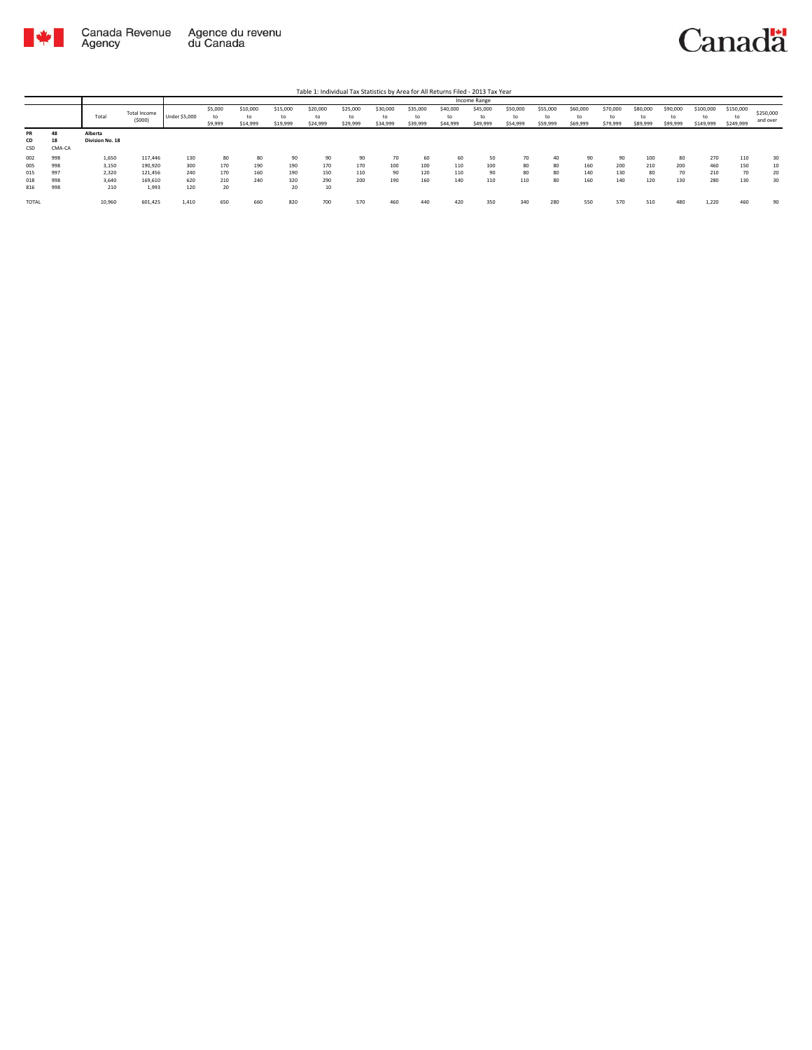Table 1: Individual Tax Statistics by Area for All Returns Filed - 2013 Tax Year

| | | Total | Total Income ($000) | Income Range | | | | | | | | | | | | | | | | | | |
|---|---|---|---|---|---|---|---|---|---|---|---|---|---|---|---|---|---|---|---|---|---|---|
| | | | | Under $5,000 | $5,000 to $9,999 | $10,000 to $14,999 | $15,000 to $19,999 | $20,000 to $24,999 | $25,000 to $29,999 | $30,000 to $34,999 | $35,000 to $39,999 | $40,000 to $44,999 | $45,000 to $49,999 | $50,000 to $54,999 | $55,000 to $59,999 | $60,000 to $69,999 | $70,000 to $79,999 | $80,000 to $89,999 | $90,000 to $99,999 | $100,000 to $149,999 | $150,000 to $249,999 | $250,000 and over |
| PR | 48 | Alberta | | | | | | | | | | | | | | | | | | | | |
| CD | 18 | Division No. 18 | | | | | | | | | | | | | | | | | | | | |
| CSD | CMA-CA | | | | | | | | | | | | | | | | | | | | | |
| 002 | 998 | 1,650 | 117,446 | 130 | 80 | 80 | 90 | 90 | 90 | 70 | 60 | 60 | 50 | 70 | 40 | 90 | 90 | 100 | 80 | 270 | 110 | 30 |
| 005 | 998 | 3,150 | 190,920 | 300 | 170 | 190 | 190 | 170 | 170 | 100 | 100 | 110 | 100 | 80 | 80 | 160 | 200 | 210 | 200 | 460 | 150 | 10 |
| 015 | 997 | 2,320 | 121,456 | 240 | 170 | 160 | 190 | 150 | 110 | 90 | 120 | 110 | 90 | 80 | 80 | 140 | 130 | 80 | 70 | 210 | 70 | 20 |
| 018 | 998 | 3,640 | 169,610 | 620 | 210 | 240 | 320 | 290 | 200 | 190 | 160 | 140 | 110 | 110 | 80 | 160 | 140 | 120 | 130 | 280 | 130 | 30 |
| 816 | 998 | 210 | 1,993 | 120 | 20 | | 20 | 10 | | | | | | | | | | | | | | |
| TOTAL | | 10,960 | 601,425 | 1,410 | 650 | 660 | 820 | 700 | 570 | 460 | 440 | 420 | 350 | 340 | 280 | 550 | 570 | 510 | 480 | 1,220 | 460 | 90 |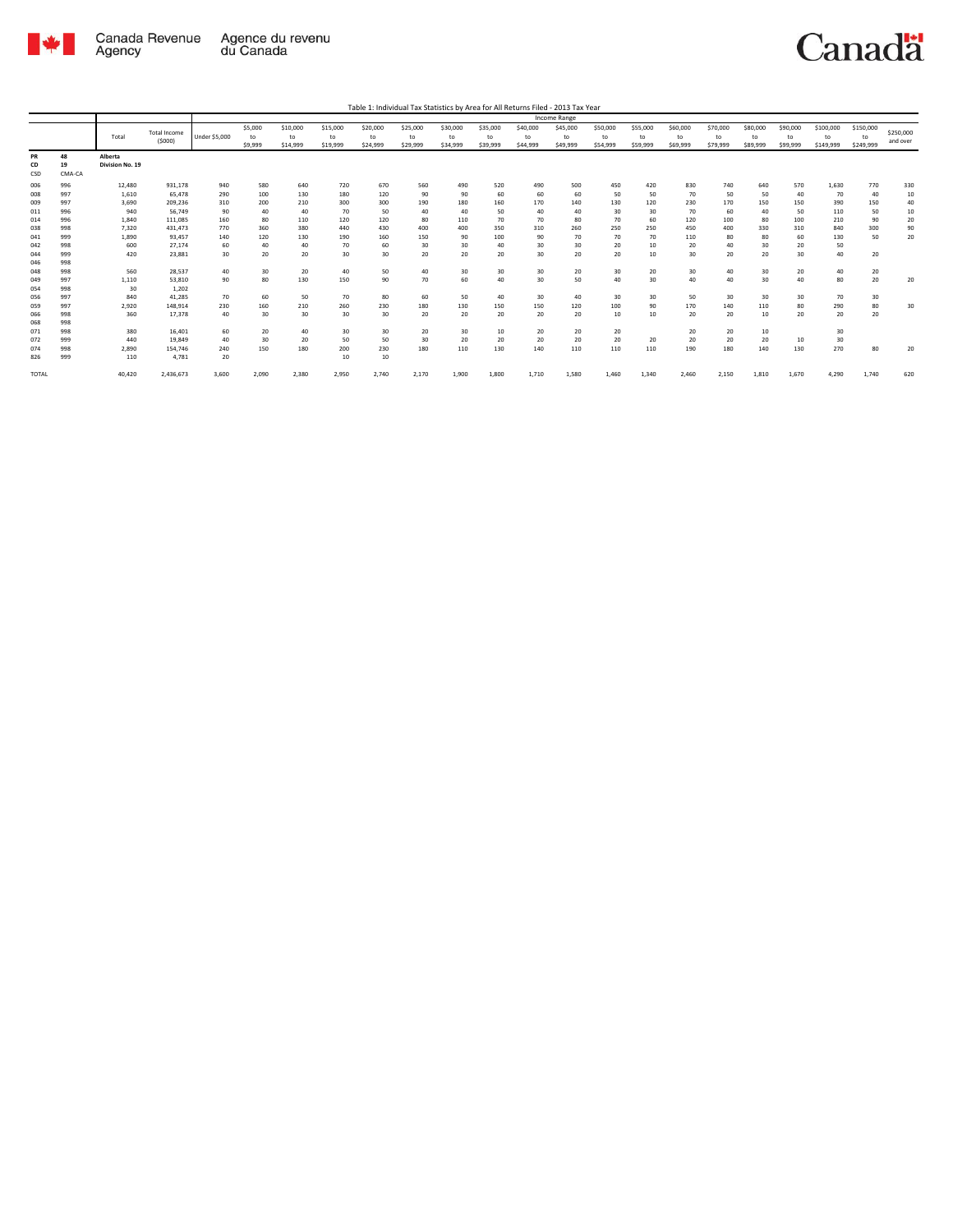Table 1: Individual Tax Statistics by Area for All Returns Filed - 2013 Tax Year

| | | Total | Total Income ($000) | Income Range | | | | | | | | | | | | | | | | | | |
|---|---|---|---|---|---|---|---|---|---|---|---|---|---|---|---|---|---|---|---|---|---|---|
| | | | | Under $5,000 | $5,000 to $9,999 | $10,000 to $14,999 | $15,000 to $19,999 | $20,000 to $24,999 | $25,000 to $29,999 | $30,000 to $34,999 | $35,000 to $39,999 | $40,000 to $44,999 | $45,000 to $49,999 | $50,000 to $54,999 | $55,000 to $59,999 | $60,000 to $69,999 | $70,000 to $79,999 | $80,000 to $89,999 | $90,000 to $99,999 | $100,000 to $149,999 | $150,000 to $249,999 | $250,000 and over |
| PR | 48 | Alberta | | | | | | | | | | | | | | | | | | | | |
| CD | 19 | Division No. 19 | | | | | | | | | | | | | | | | | | | | |
| CSD | CMA-CA | | | | | | | | | | | | | | | | | | | | | |
| 006 | 996 | 12,480 | 931,178 | 940 | 580 | 640 | 720 | 670 | 560 | 490 | 520 | 490 | 500 | 450 | 420 | 830 | 740 | 640 | 570 | 1,630 | 770 | 330 |
| 008 | 997 | 1,610 | 65,478 | 290 | 100 | 130 | 180 | 120 | 90 | 90 | 60 | 60 | 60 | 50 | 50 | 70 | 50 | 50 | 40 | 70 | 40 | 10 |
| 009 | 997 | 3,690 | 209,236 | 310 | 200 | 210 | 300 | 300 | 190 | 180 | 160 | 170 | 140 | 130 | 120 | 230 | 170 | 150 | 150 | 390 | 150 | 40 |
| 011 | 996 | 940 | 56,749 | 90 | 40 | 40 | 70 | 50 | 40 | 40 | 50 | 40 | 40 | 30 | 30 | 70 | 60 | 40 | 50 | 110 | 50 | 10 |
| 014 | 996 | 1,840 | 111,085 | 160 | 80 | 110 | 120 | 120 | 80 | 110 | 70 | 70 | 80 | 70 | 60 | 120 | 100 | 80 | 100 | 210 | 90 | 20 |
| 038 | 998 | 7,320 | 431,473 | 770 | 360 | 380 | 440 | 430 | 400 | 400 | 350 | 310 | 260 | 250 | 250 | 450 | 400 | 330 | 310 | 840 | 300 | 90 |
| 041 | 999 | 1,890 | 93,457 | 140 | 120 | 130 | 190 | 160 | 150 | 90 | 100 | 90 | 70 | 70 | 70 | 110 | 80 | 80 | 60 | 130 | 50 | 20 |
| 042 | 998 | 600 | 27,174 | 60 | 40 | 40 | 70 | 60 | 30 | 30 | 40 | 30 | 30 | 20 | 10 | 20 | 40 | 30 | 20 | 50 | | |
| 044 | 999 | 420 | 23,881 | 30 | 20 | 20 | 30 | 30 | 20 | 20 | 20 | 30 | 20 | 20 | 10 | 30 | 20 | 20 | 30 | 40 | 20 | |
| 046 | 998 | | | | | | | | | | | | | | | | | | | | | |
| 048 | 998 | 560 | 28,537 | 40 | 30 | 20 | 40 | 50 | 40 | 30 | 30 | 30 | 20 | 30 | 20 | 30 | 40 | 30 | 20 | 40 | 20 | |
| 049 | 997 | 1,110 | 53,810 | 90 | 80 | 130 | 150 | 90 | 70 | 60 | 40 | 30 | 50 | 40 | 30 | 40 | 40 | 30 | 40 | 80 | 20 | 20 |
| 054 | 998 | 30 | 1,202 | | | | | | | | | | | | | | | | | | | |
| 056 | 997 | 840 | 41,285 | 70 | 60 | 50 | 70 | 80 | 60 | 50 | 40 | 30 | 40 | 30 | 30 | 50 | 30 | 30 | 30 | 70 | 30 | |
| 059 | 997 | 2,920 | 148,914 | 230 | 160 | 210 | 260 | 230 | 180 | 130 | 150 | 150 | 120 | 100 | 90 | 170 | 140 | 110 | 80 | 290 | 80 | 30 |
| 066 | 998 | 360 | 17,378 | 40 | 30 | 30 | 30 | 30 | 20 | 20 | 20 | 20 | 20 | 10 | 10 | 20 | 20 | 10 | 20 | 20 | 20 | |
| 068 | 998 | | | | | | | | | | | | | | | | | | | | | |
| 071 | 998 | 380 | 16,401 | 60 | 20 | 40 | 30 | 30 | 20 | 30 | 10 | 20 | 20 | 20 | | 20 | 20 | 10 | | 30 | | |
| 072 | 999 | 440 | 19,849 | 40 | 30 | 20 | 50 | 50 | 30 | 20 | 20 | 20 | 20 | 20 | 20 | 20 | 20 | 20 | 10 | 30 | | |
| 074 | 998 | 2,890 | 154,746 | 240 | 150 | 180 | 200 | 230 | 180 | 110 | 130 | 140 | 110 | 110 | 110 | 190 | 180 | 140 | 130 | 270 | 80 | 20 |
| 826 | 999 | 110 | 4,781 | 20 | | | 10 | 10 | | | | | | | | | | | | | | |
| TOTAL | | 40,420 | 2,436,673 | 3,600 | 2,090 | 2,380 | 2,950 | 2,740 | 2,170 | 1,900 | 1,800 | 1,710 | 1,580 | 1,460 | 1,340 | 2,460 | 2,150 | 1,810 | 1,670 | 4,290 | 1,740 | 620 |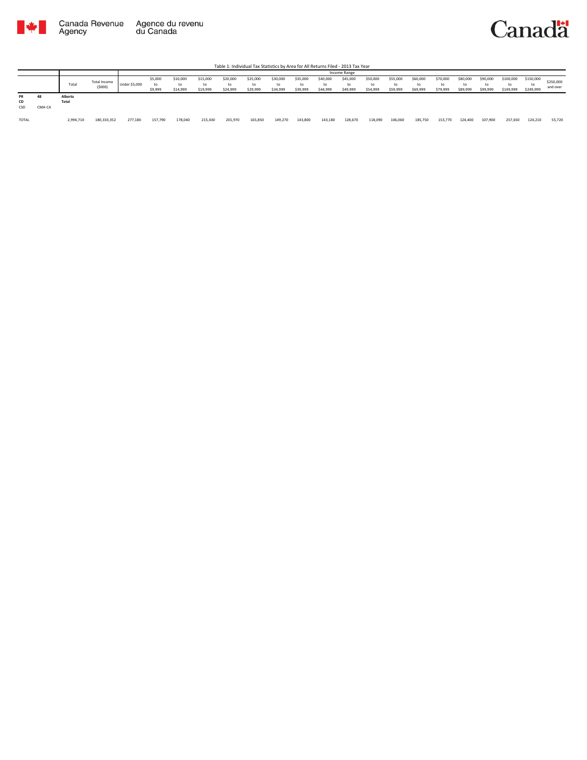Table 1: Individual Tax Statistics by Area for All Returns Filed - 2013 Tax Year

| | | Total | Total Income ($000) | Income Range | | | | | | | | | | | | | | | | | | | |
|---|---|---|---|---|---|---|---|---|---|---|---|---|---|---|---|---|---|---|---|---|---|---|---|
| | | | | Under $5,000 | $5,000 to $9,999 | $10,000 to $14,999 | $15,000 to $19,999 | $20,000 to $24,999 | $25,000 to $29,999 | $30,000 to $34,999 | $35,000 to $39,999 | $40,000 to $44,999 | $45,000 to $49,999 | $50,000 to $54,999 | $55,000 to $59,999 | $60,000 to $69,999 | $70,000 to $79,999 | $80,000 to $89,999 | $90,000 to $99,999 | $100,000 to $149,999 | $150,000 to $249,999 | $250,000 and over |
| **PR** | **48** | **Alberta** | | | | | | | | | | | | | | | | | | | | |
| **CD** | | **Total** | | | | | | | | | | | | | | | | | | | | |
| CSD | CMA-CA | | | | | | | | | | | | | | | | | | | | | |
| TOTAL | | 2,994,710 | 180,333,352 | 277,180 | 157,790 | 178,040 | 215,430 | 201,970 | 165,850 | 149,270 | 143,800 | 143,180 | 128,670 | 118,090 | 106,060 | 185,750 | 153,770 | 124,400 | 107,900 | 257,650 | 124,210 | 55,720 |